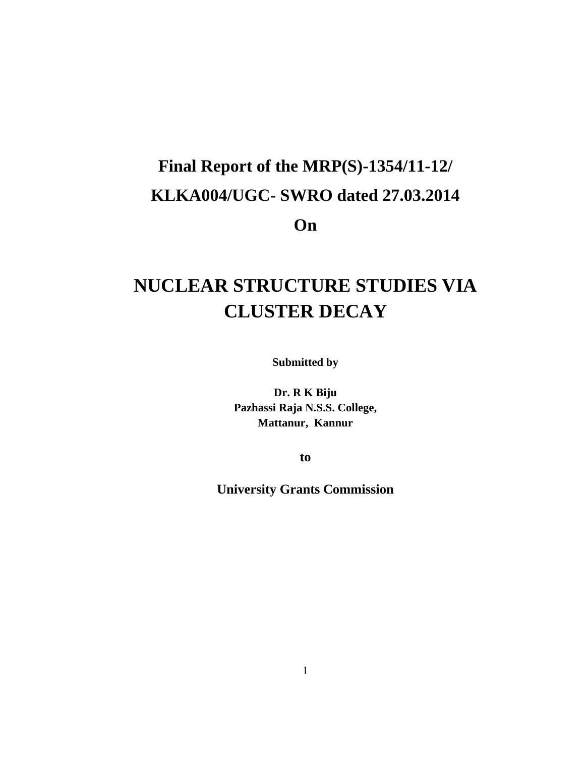**Final Report of the MRP(S)-1354/11-12/**

**KLKA004/UGC- SWRO dated 27.03.2014**

**On**

# NUCLEAR STRUCTURE STUDIES VIA CLUSTER DECAY

**Submitted by**

**Dr. R K Biju**
**Pazhassi Raja N.S.S. College,**
**Mattanur, Kannur**

**to**

**University Grants Commission**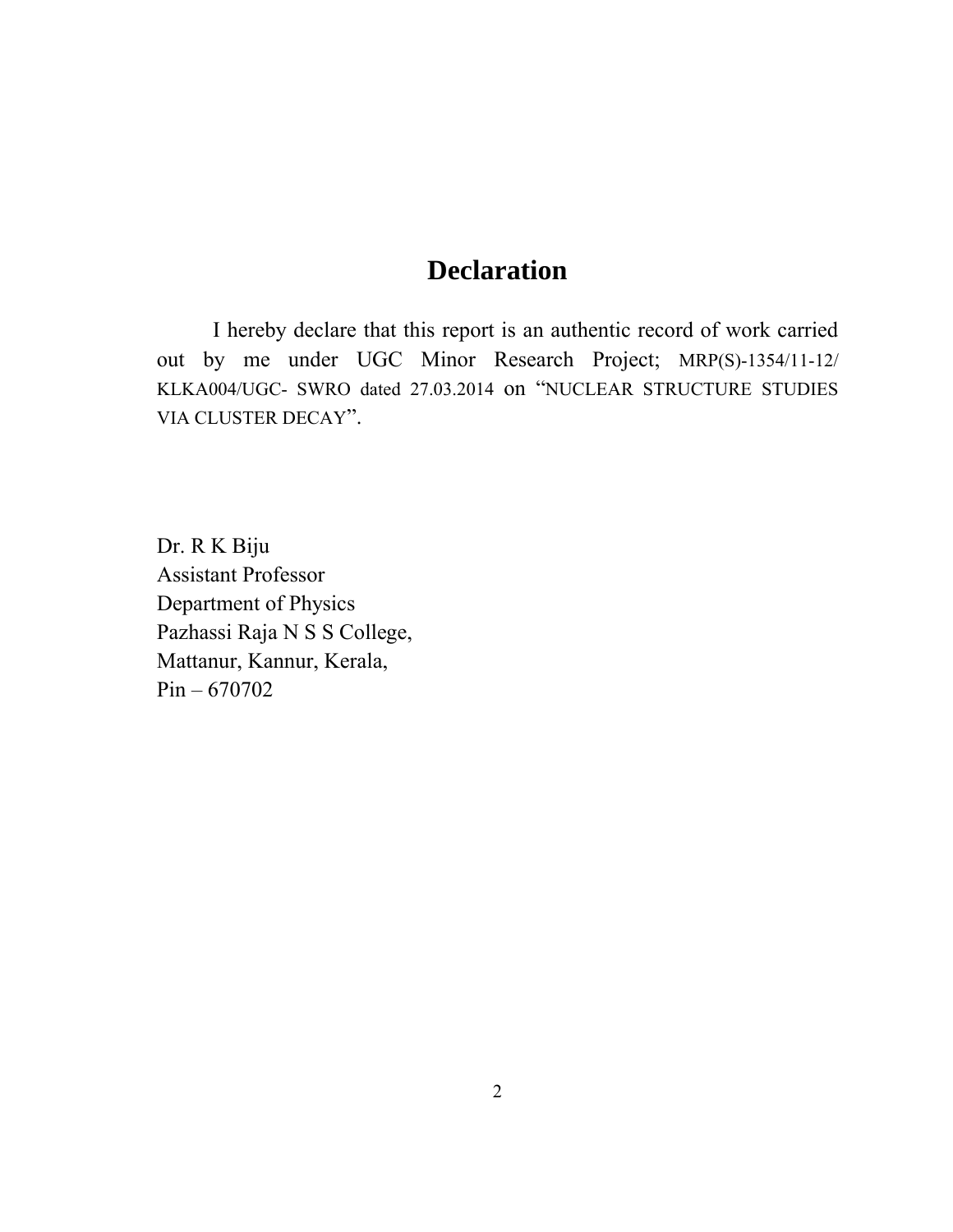# Declaration

I hereby declare that this report is an authentic record of work carried out by me under UGC Minor Research Project; MRP(S)-1354/11-12/ KLKA004/UGC- SWRO dated 27.03.2014 on "NUCLEAR STRUCTURE STUDIES VIA CLUSTER DECAY".

Dr. R K Biju  
Assistant Professor  
Department of Physics  
Pazhassi Raja N S S College,  
Mattanur, Kannur, Kerala,  
Pin – 670702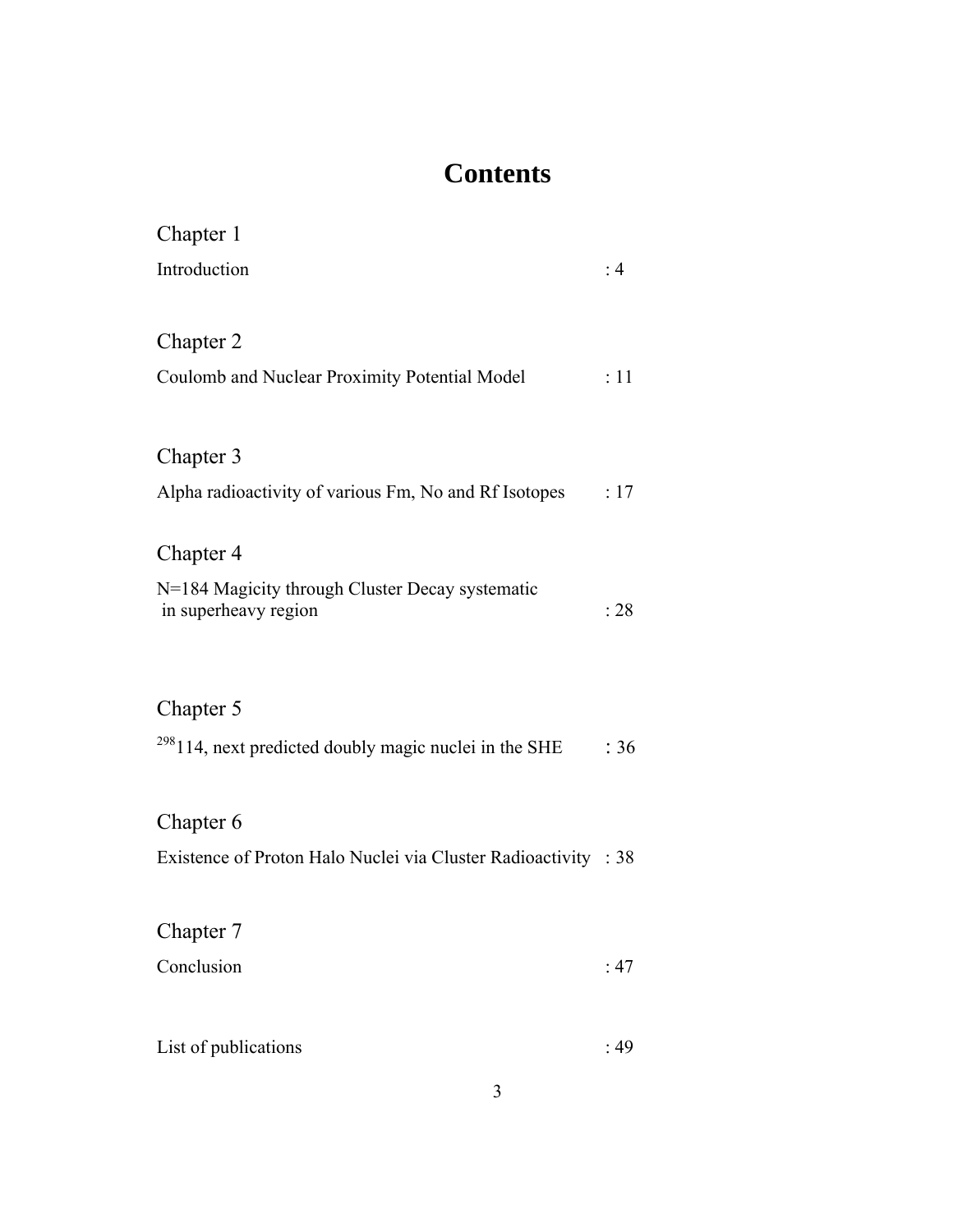# Contents

Chapter 1

Introduction : 4

Chapter 2

Coulomb and Nuclear Proximity Potential Model : 11

Chapter 3

Alpha radioactivity of various Fm, No and Rf Isotopes : 17

Chapter 4

N=184 Magicity through Cluster Decay systematic in superheavy region : 28

Chapter 5

$^{298}$114, next predicted doubly magic nuclei in the SHE : 36

Chapter 6

Existence of Proton Halo Nuclei via Cluster Radioactivity : 38

Chapter 7

Conclusion : 47

List of publications : 49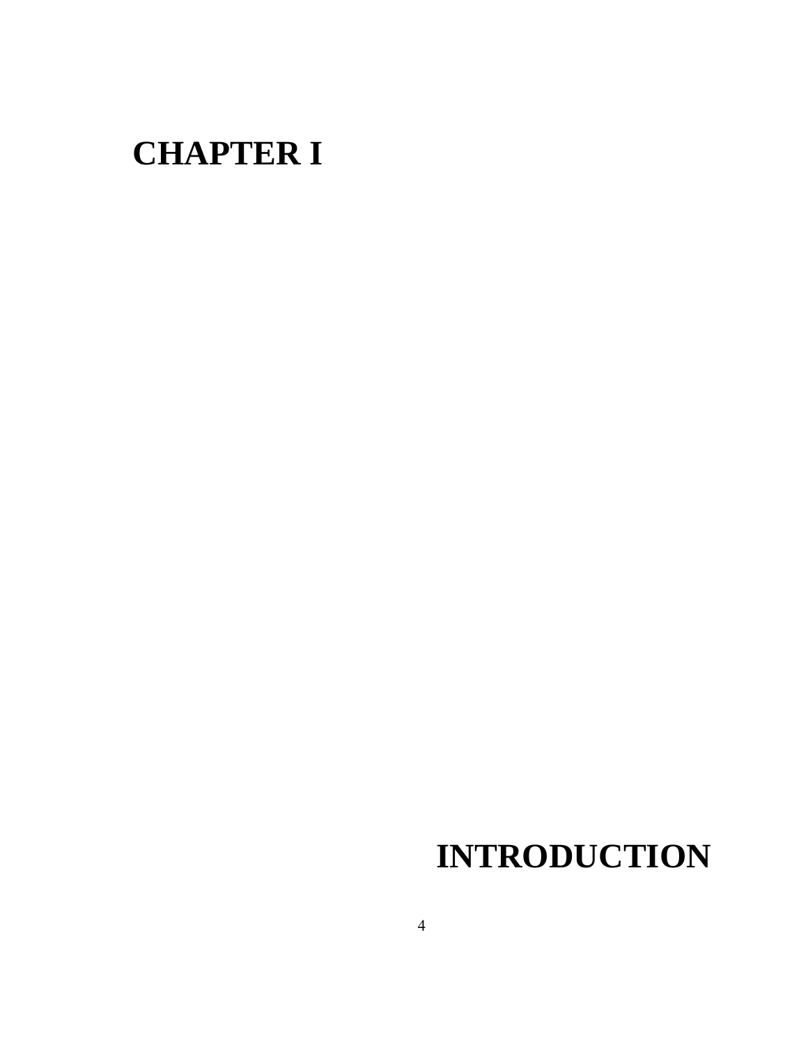# CHAPTER I

# INTRODUCTION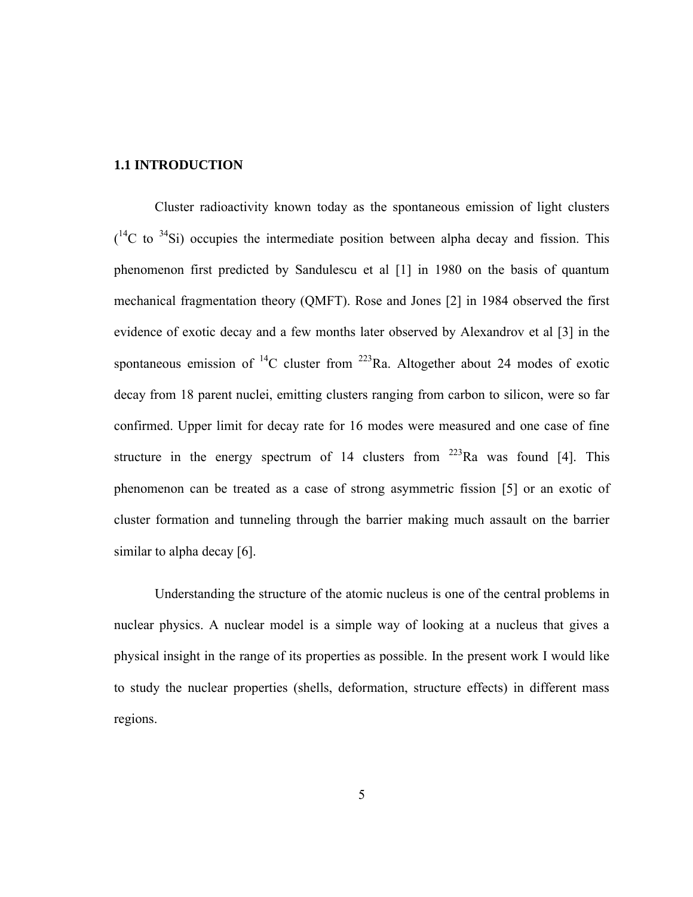## 1.1 INTRODUCTION

Cluster radioactivity known today as the spontaneous emission of light clusters ($^{14}C$ to $^{34}Si$) occupies the intermediate position between alpha decay and fission. This phenomenon first predicted by Sandulescu et al [1] in 1980 on the basis of quantum mechanical fragmentation theory (QMFT). Rose and Jones [2] in 1984 observed the first evidence of exotic decay and a few months later observed by Alexandrov et al [3] in the spontaneous emission of $^{14}C$ cluster from $^{223}Ra$. Altogether about 24 modes of exotic decay from 18 parent nuclei, emitting clusters ranging from carbon to silicon, were so far confirmed. Upper limit for decay rate for 16 modes were measured and one case of fine structure in the energy spectrum of 14 clusters from $^{223}Ra$ was found [4]. This phenomenon can be treated as a case of strong asymmetric fission [5] or an exotic of cluster formation and tunneling through the barrier making much assault on the barrier similar to alpha decay [6].

Understanding the structure of the atomic nucleus is one of the central problems in nuclear physics. A nuclear model is a simple way of looking at a nucleus that gives a physical insight in the range of its properties as possible. In the present work I would like to study the nuclear properties (shells, deformation, structure effects) in different mass regions.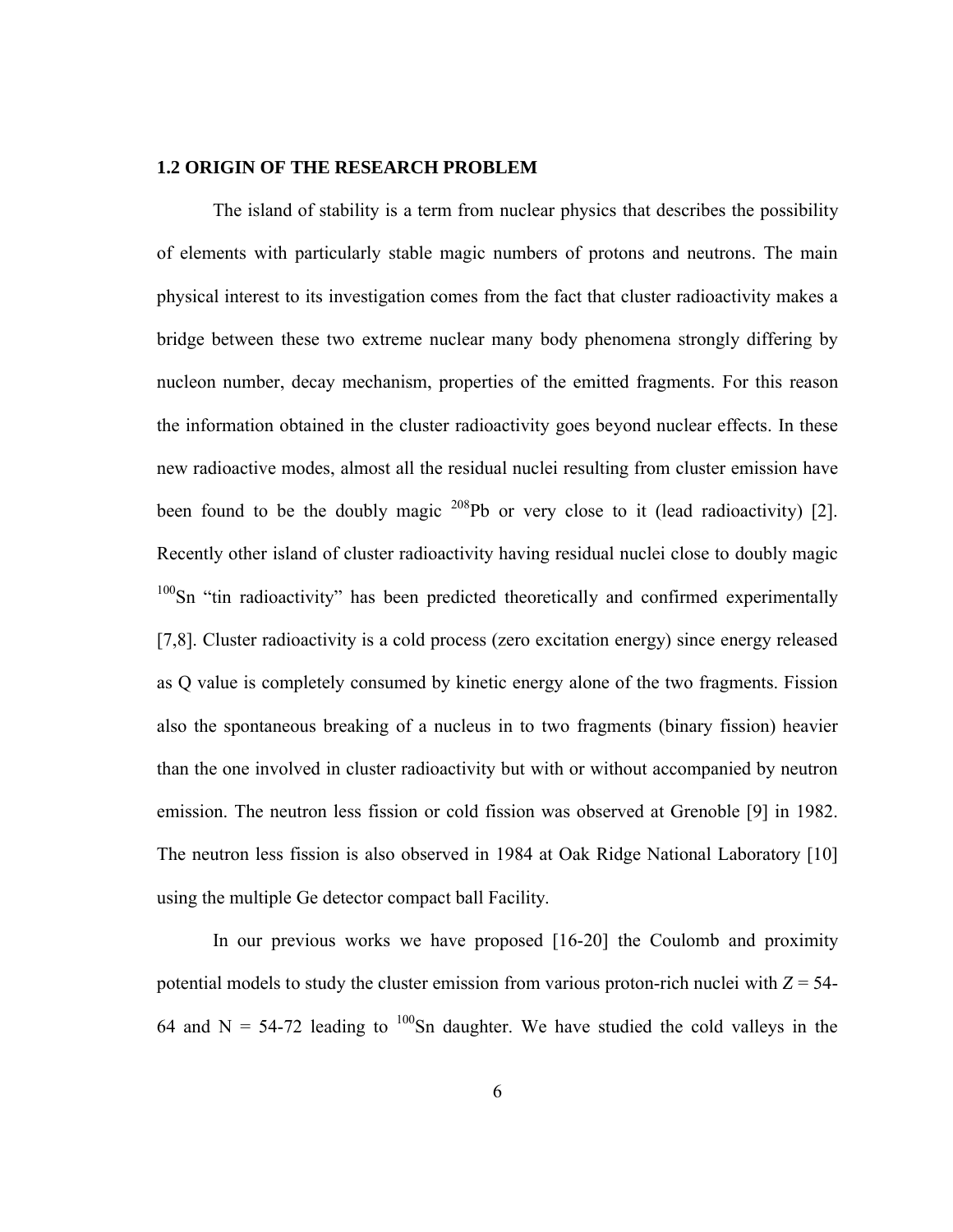## 1.2 ORIGIN OF THE RESEARCH PROBLEM

The island of stability is a term from nuclear physics that describes the possibility of elements with particularly stable magic numbers of protons and neutrons. The main physical interest to its investigation comes from the fact that cluster radioactivity makes a bridge between these two extreme nuclear many body phenomena strongly differing by nucleon number, decay mechanism, properties of the emitted fragments. For this reason the information obtained in the cluster radioactivity goes beyond nuclear effects. In these new radioactive modes, almost all the residual nuclei resulting from cluster emission have been found to be the doubly magic $^{208}$Pb or very close to it (lead radioactivity) [2]. Recently other island of cluster radioactivity having residual nuclei close to doubly magic $^{100}$Sn "tin radioactivity" has been predicted theoretically and confirmed experimentally [7,8]. Cluster radioactivity is a cold process (zero excitation energy) since energy released as Q value is completely consumed by kinetic energy alone of the two fragments. Fission also the spontaneous breaking of a nucleus in to two fragments (binary fission) heavier than the one involved in cluster radioactivity but with or without accompanied by neutron emission. The neutron less fission or cold fission was observed at Grenoble [9] in 1982. The neutron less fission is also observed in 1984 at Oak Ridge National Laboratory [10] using the multiple Ge detector compact ball Facility.

In our previous works we have proposed [16-20] the Coulomb and proximity potential models to study the cluster emission from various proton-rich nuclei with $Z$ = 54-64 and N = 54-72 leading to $^{100}$Sn daughter. We have studied the cold valleys in the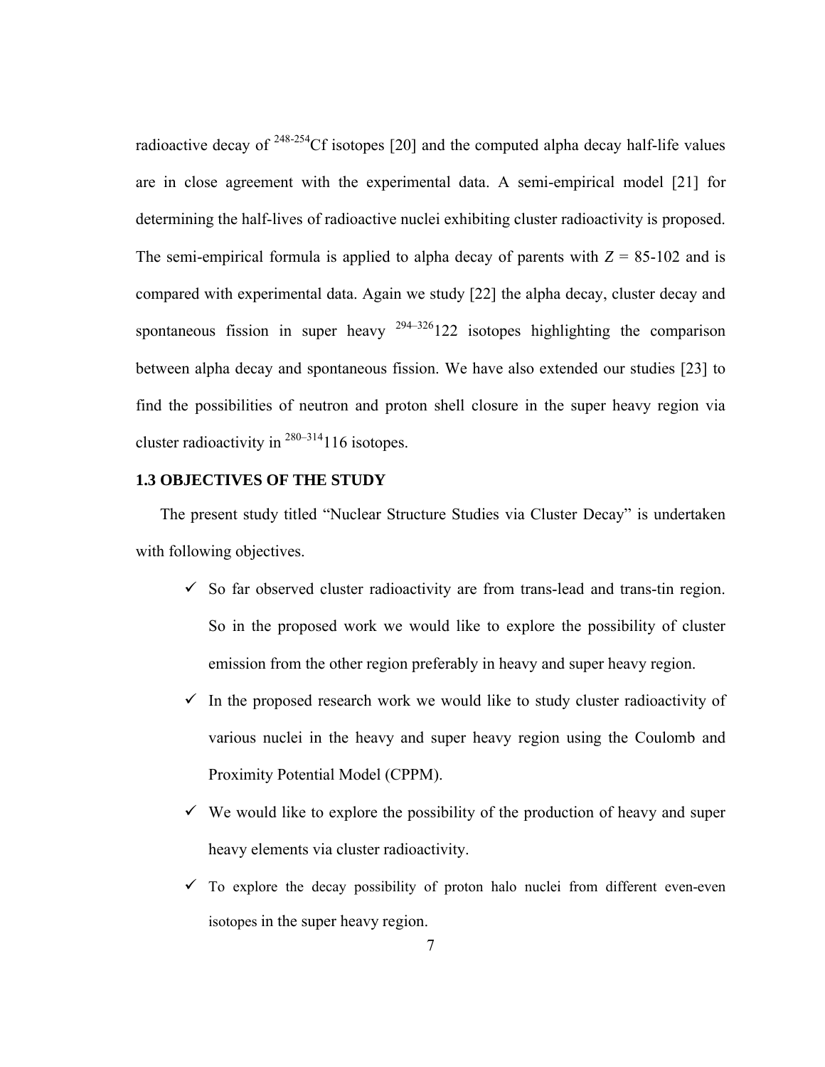radioactive decay of $^{248-254}$Cf isotopes [20] and the computed alpha decay half-life values are in close agreement with the experimental data. A semi-empirical model [21] for determining the half-lives of radioactive nuclei exhibiting cluster radioactivity is proposed. The semi-empirical formula is applied to alpha decay of parents with $Z$ = 85-102 and is compared with experimental data. Again we study [22] the alpha decay, cluster decay and spontaneous fission in super heavy $^{294–326}$122 isotopes highlighting the comparison between alpha decay and spontaneous fission. We have also extended our studies [23] to find the possibilities of neutron and proton shell closure in the super heavy region via cluster radioactivity in $^{280–314}$116 isotopes.

### 1.3 OBJECTIVES OF THE STUDY

The present study titled "Nuclear Structure Studies via Cluster Decay" is undertaken with following objectives.

- ✓ So far observed cluster radioactivity are from trans-lead and trans-tin region. So in the proposed work we would like to explore the possibility of cluster emission from the other region preferably in heavy and super heavy region.
- ✓ In the proposed research work we would like to study cluster radioactivity of various nuclei in the heavy and super heavy region using the Coulomb and Proximity Potential Model (CPPM).
- ✓ We would like to explore the possibility of the production of heavy and super heavy elements via cluster radioactivity.
- ✓ To explore the decay possibility of proton halo nuclei from different even-even isotopes in the super heavy region.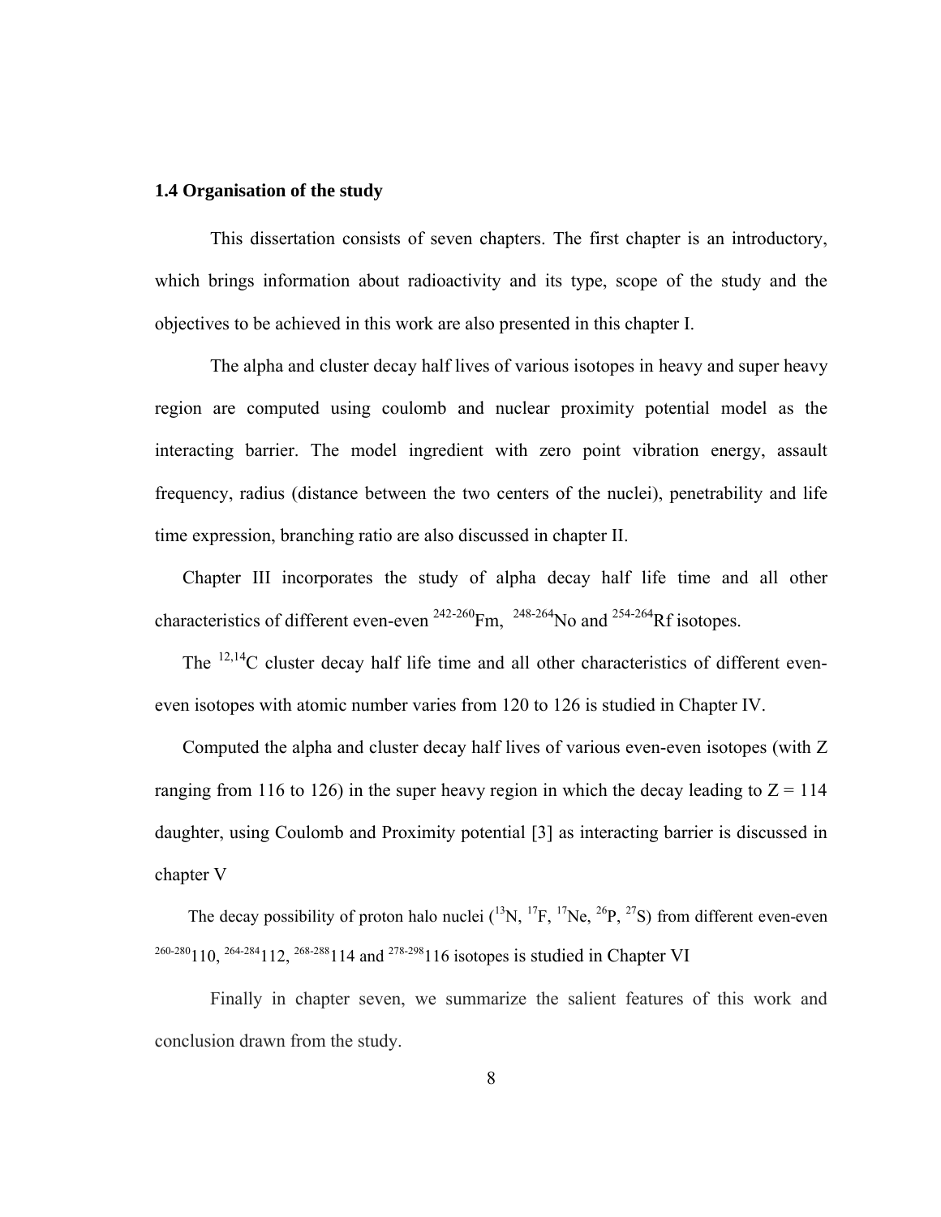### 1.4 Organisation of the study

This dissertation consists of seven chapters. The first chapter is an introductory, which brings information about radioactivity and its type, scope of the study and the objectives to be achieved in this work are also presented in this chapter I.

The alpha and cluster decay half lives of various isotopes in heavy and super heavy region are computed using coulomb and nuclear proximity potential model as the interacting barrier. The model ingredient with zero point vibration energy, assault frequency, radius (distance between the two centers of the nuclei), penetrability and life time expression, branching ratio are also discussed in chapter II.

Chapter III incorporates the study of alpha decay half life time and all other characteristics of different even-even $^{242-260}$Fm, $^{248-264}$No and $^{254-264}$Rf isotopes.

The $^{12,14}$C cluster decay half life time and all other characteristics of different even-even isotopes with atomic number varies from 120 to 126 is studied in Chapter IV.

Computed the alpha and cluster decay half lives of various even-even isotopes (with Z ranging from 116 to 126) in the super heavy region in which the decay leading to Z = 114 daughter, using Coulomb and Proximity potential [3] as interacting barrier is discussed in chapter V

The decay possibility of proton halo nuclei ($^{13}$N, $^{17}$F, $^{17}$Ne, $^{26}$P, $^{27}$S) from different even-even $^{260-280}$110, $^{264-284}$112, $^{268-288}$114 and $^{278-298}$116 isotopes is studied in Chapter VI

Finally in chapter seven, we summarize the salient features of this work and conclusion drawn from the study.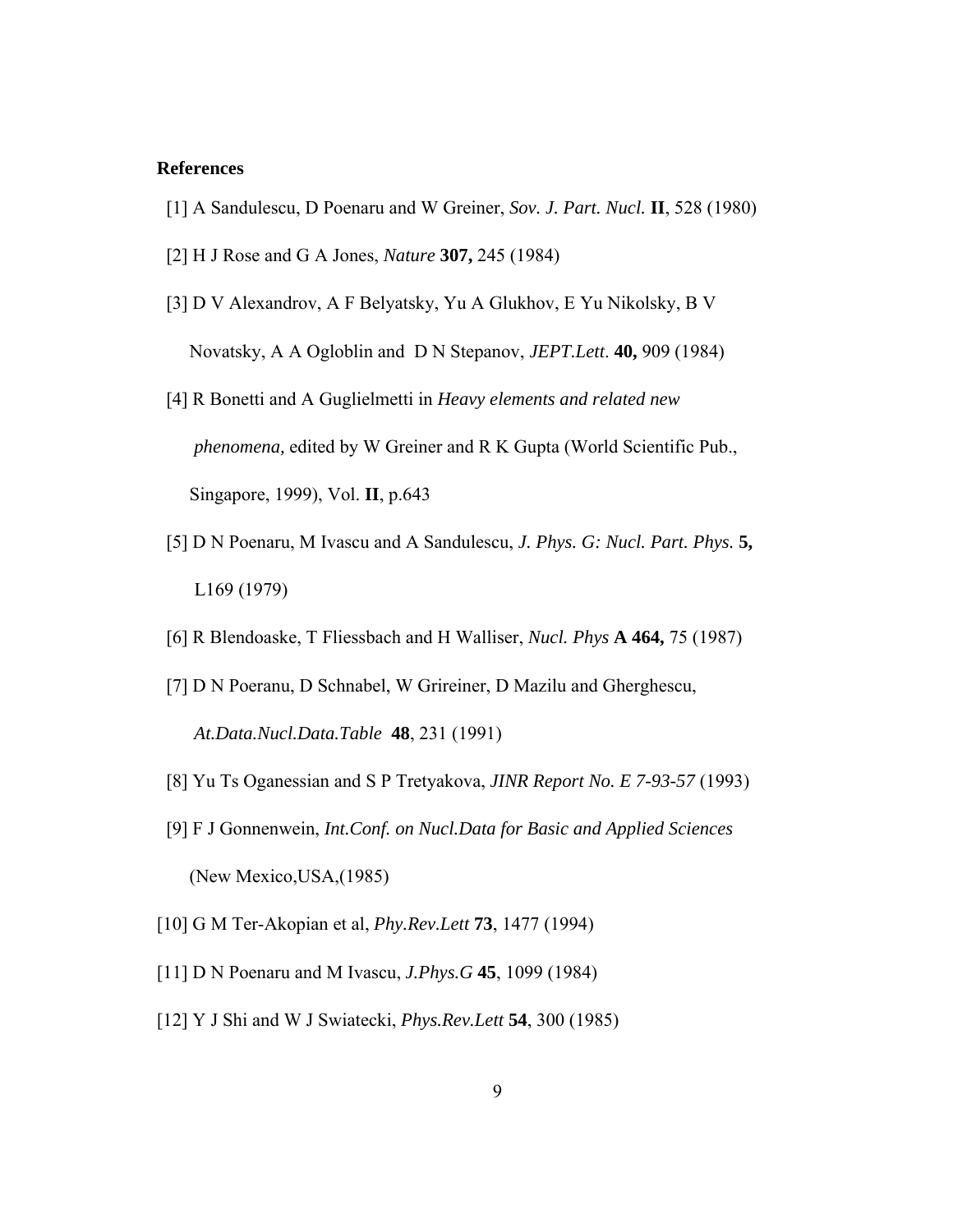**References**

[1] A Sandulescu, D Poenaru and W Greiner, *Sov. J. Part. Nucl.* **II**, 528 (1980)

[2] H J Rose and G A Jones, *Nature* **307,** 245 (1984)

[3] D V Alexandrov, A F Belyatsky, Yu A Glukhov, E Yu Nikolsky, B V Novatsky, A A Ogloblin and D N Stepanov, *JEPT.Lett*. **40,** 909 (1984)

[4] R Bonetti and A Guglielmetti in *Heavy elements and related new phenomena,* edited by W Greiner and R K Gupta (World Scientific Pub., Singapore, 1999), Vol. **II**, p.643

[5] D N Poenaru, M Ivascu and A Sandulescu, *J. Phys. G: Nucl. Part. Phys.* **5,** L169 (1979)

[6] R Blendoaske, T Fliessbach and H Walliser, *Nucl. Phys* **A 464,** 75 (1987)

[7] D N Poeranu, D Schnabel, W Grireiner, D Mazilu and Gherghescu, *At.Data.Nucl.Data.Table* **48**, 231 (1991)

[8] Yu Ts Oganessian and S P Tretyakova, *JINR Report No. E 7-93-57* (1993)

[9] F J Gonnenwein, *Int.Conf. on Nucl.Data for Basic and Applied Sciences* (New Mexico,USA,(1985)

[10] G M Ter-Akopian et al, *Phy.Rev.Lett* **73**, 1477 (1994)

[11] D N Poenaru and M Ivascu, *J.Phys.G* **45**, 1099 (1984)

[12] Y J Shi and W J Swiatecki, *Phys.Rev.Lett* **54**, 300 (1985)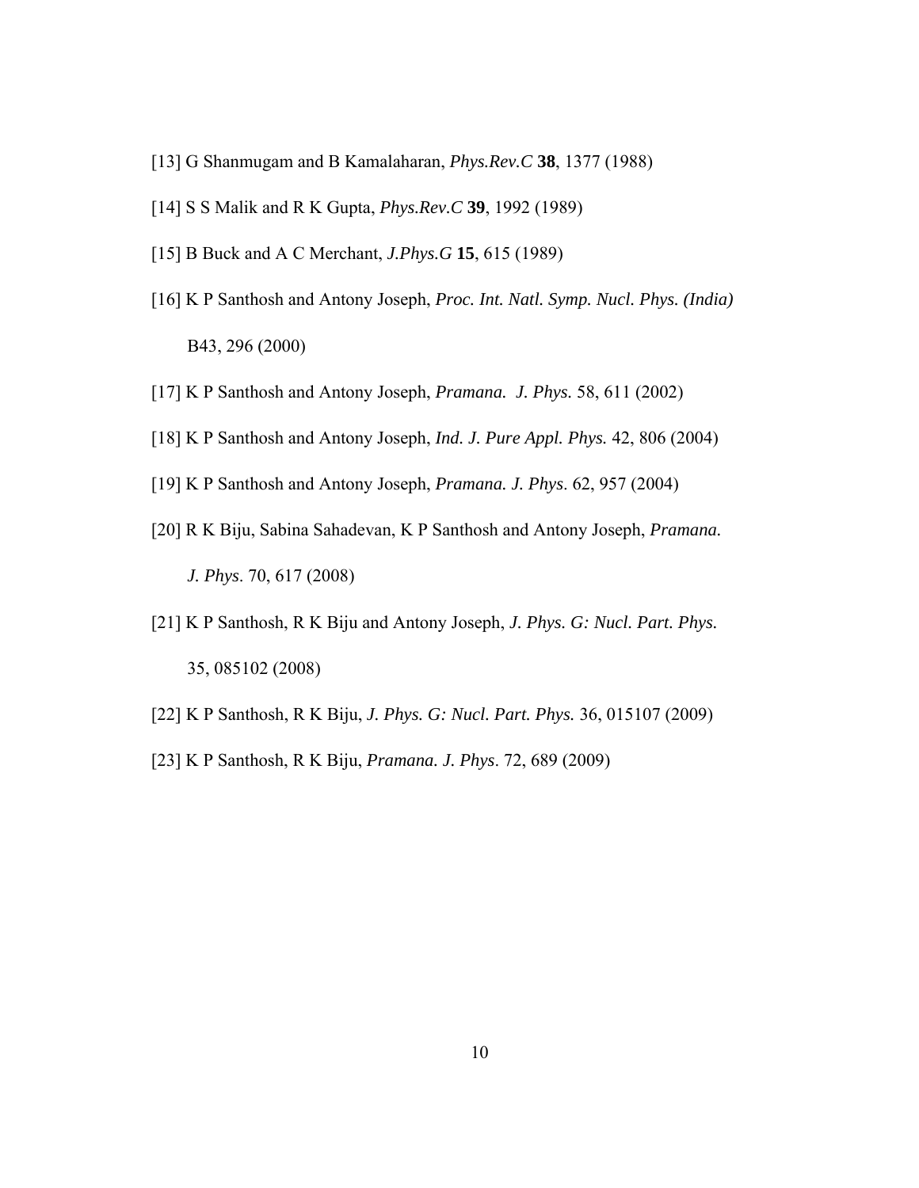[13] G Shanmugam and B Kamalaharan, *Phys.Rev.C* **38**, 1377 (1988)

[14] S S Malik and R K Gupta, *Phys.Rev.C* **39**, 1992 (1989)

[15] B Buck and A C Merchant, *J.Phys.G* **15**, 615 (1989)

[16] K P Santhosh and Antony Joseph, *Proc. Int. Natl. Symp. Nucl. Phys. (India)* B43, 296 (2000)

[17] K P Santhosh and Antony Joseph, *Pramana. J. Phys.* 58, 611 (2002)

[18] K P Santhosh and Antony Joseph, *Ind. J. Pure Appl. Phys.* 42, 806 (2004)

[19] K P Santhosh and Antony Joseph, *Pramana. J. Phys*. 62, 957 (2004)

[20] R K Biju, Sabina Sahadevan, K P Santhosh and Antony Joseph, *Pramana. J. Phys*. 70, 617 (2008)

[21] K P Santhosh, R K Biju and Antony Joseph, *J. Phys. G: Nucl. Part. Phys.* 35, 085102 (2008)

[22] K P Santhosh, R K Biju, *J. Phys. G: Nucl. Part. Phys.* 36, 015107 (2009)

[23] K P Santhosh, R K Biju, *Pramana. J. Phys*. 72, 689 (2009)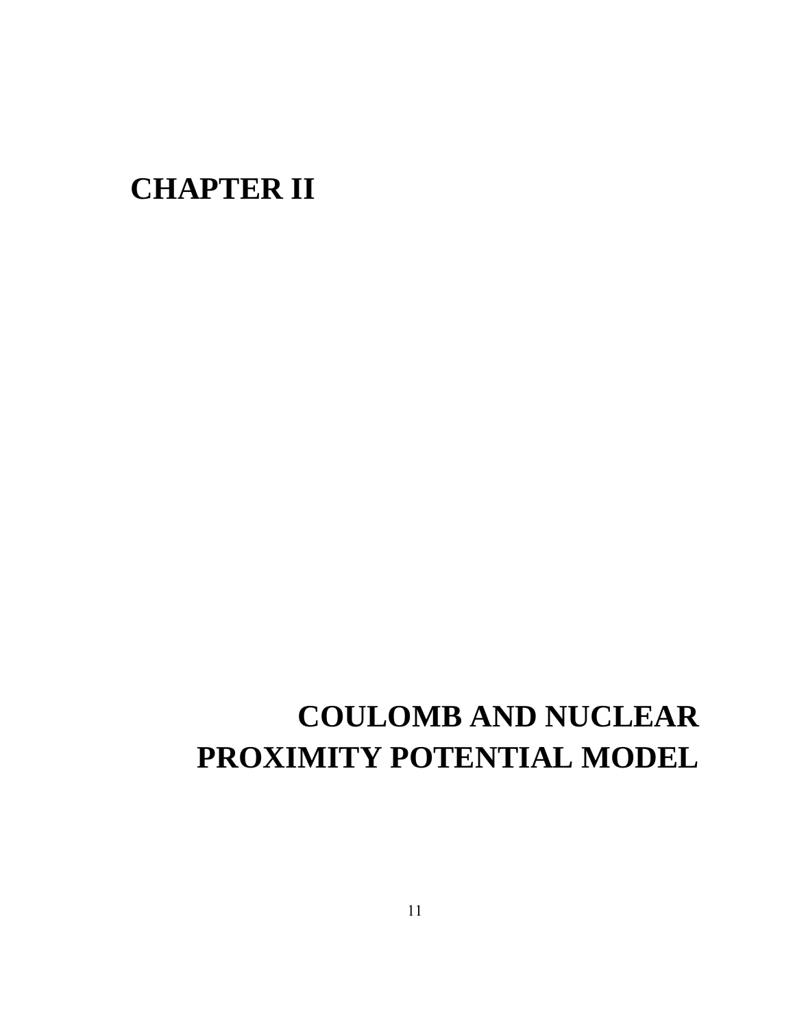# CHAPTER II

# COULOMB AND NUCLEAR PROXIMITY POTENTIAL MODEL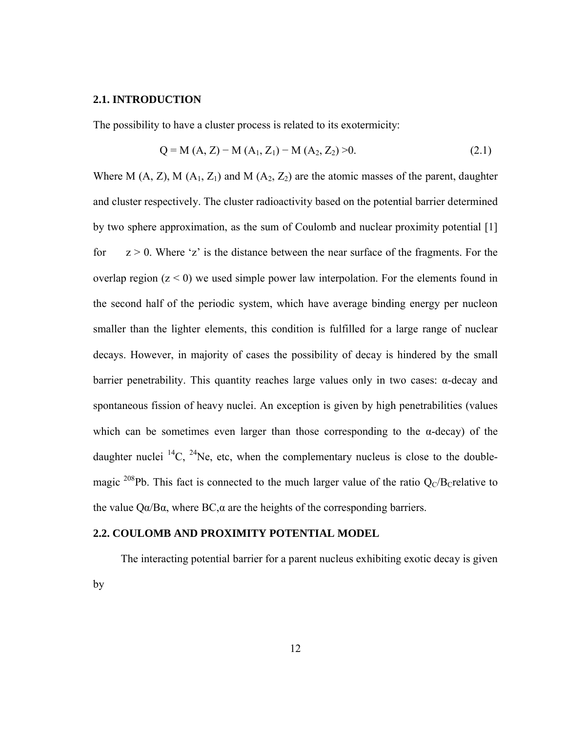## 2.1. INTRODUCTION

The possibility to have a cluster process is related to its exotermicity:

$$Q = M(A, Z) - M(A_1, Z_1) - M(A_2, Z_2) > 0. \tag{2.1}$$

Where M (A, Z), M $(A_1, Z_1)$ and M $(A_2, Z_2)$ are the atomic masses of the parent, daughter and cluster respectively. The cluster radioactivity based on the potential barrier determined by two sphere approximation, as the sum of Coulomb and nuclear proximity potential [1] for $z > 0$. Where 'z' is the distance between the near surface of the fragments. For the overlap region ($z < 0$) we used simple power law interpolation. For the elements found in the second half of the periodic system, which have average binding energy per nucleon smaller than the lighter elements, this condition is fulfilled for a large range of nuclear decays. However, in majority of cases the possibility of decay is hindered by the small barrier penetrability. This quantity reaches large values only in two cases: α-decay and spontaneous fission of heavy nuclei. An exception is given by high penetrabilities (values which can be sometimes even larger than those corresponding to the α-decay) of the daughter nuclei $^{14}C$, $^{24}Ne$, etc, when the complementary nucleus is close to the double-magic $^{208}Pb$. This fact is connected to the much larger value of the ratio $Q_C/B_C$relative to the value $Q\alpha/B\alpha$, where $B_{C,\alpha}$ are the heights of the corresponding barriers.

## 2.2. COULOMB AND PROXIMITY POTENTIAL MODEL

The interacting potential barrier for a parent nucleus exhibiting exotic decay is given by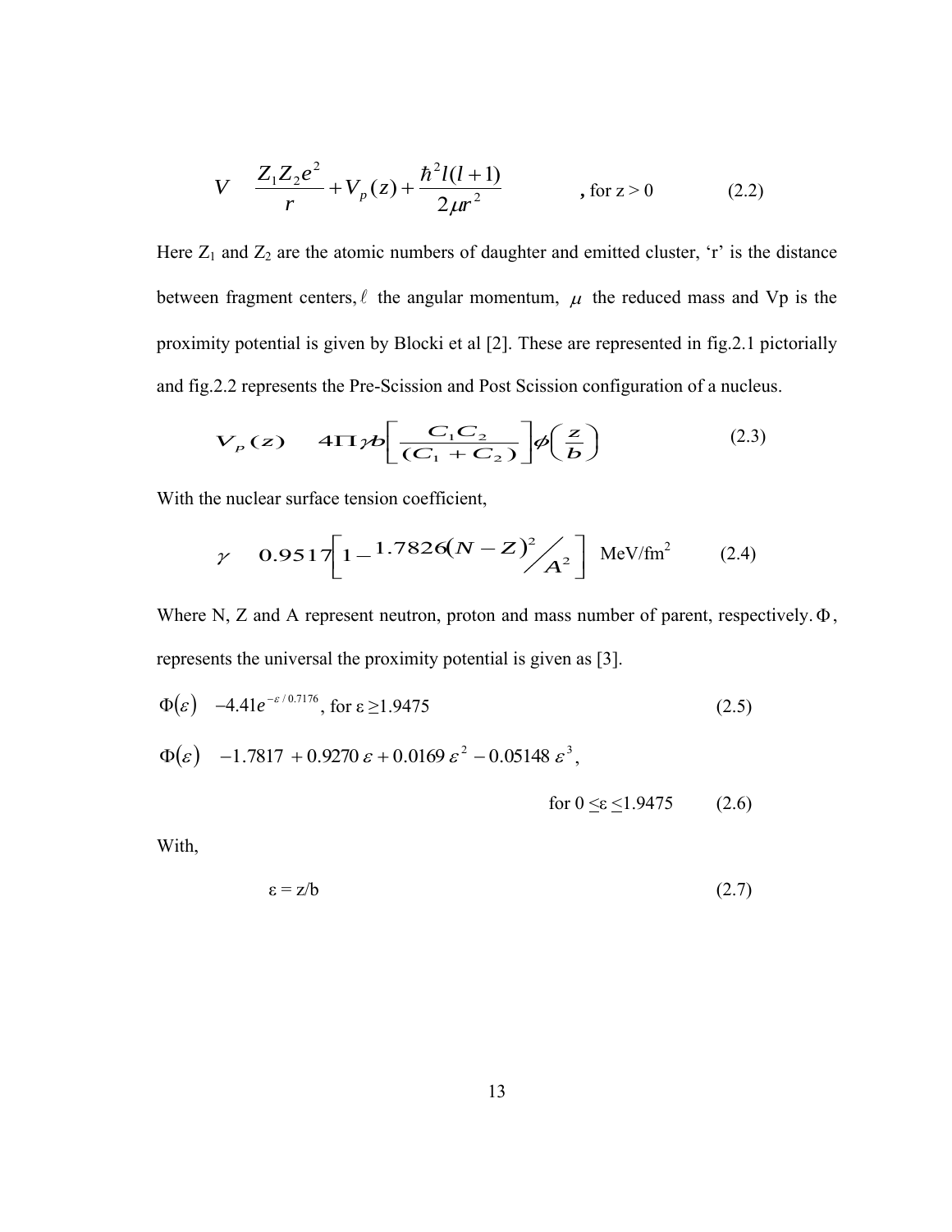$$V = \frac{Z_1 Z_2 e^2}{r} + V_p(z) + \frac{\hbar^2 l(l+1)}{2\mu r^2} \quad \text{, for } z > 0 \tag{2.2}$$

Here $Z_1$ and $Z_2$ are the atomic numbers of daughter and emitted cluster, 'r' is the distance between fragment centers, $\ell$ the angular momentum, $\mu$ the reduced mass and Vp is the proximity potential is given by Blocki et al [2]. These are represented in fig.2.1 pictorially and fig.2.2 represents the Pre-Scission and Post Scission configuration of a nucleus.

$$V_p(z) = 4\Pi\gamma b\left[\frac{C_1 C_2}{(C_1 + C_2)}\right]\phi\left(\frac{z}{b}\right) \tag{2.3}$$

With the nuclear surface tension coefficient,

$$\gamma = 0.9517\left[1 - 1.7826(N-Z)^2 / A^2\right] \text{ MeV/fm}^2 \tag{2.4}$$

Where N, Z and A represent neutron, proton and mass number of parent, respectively. $\Phi$, represents the universal the proximity potential is given as [3].

$$\Phi(\varepsilon) = -4.41 e^{-\varepsilon/0.7176}, \text{ for } \varepsilon \geq 1.9475 \tag{2.5}$$

$$\Phi(\varepsilon) = -1.7817 + 0.9270\,\varepsilon + 0.0169\,\varepsilon^2 - 0.05148\,\varepsilon^3, \quad \text{for } 0 \leq \varepsilon \leq 1.9475 \tag{2.6}$$

With,

$$\varepsilon = z/b \tag{2.7}$$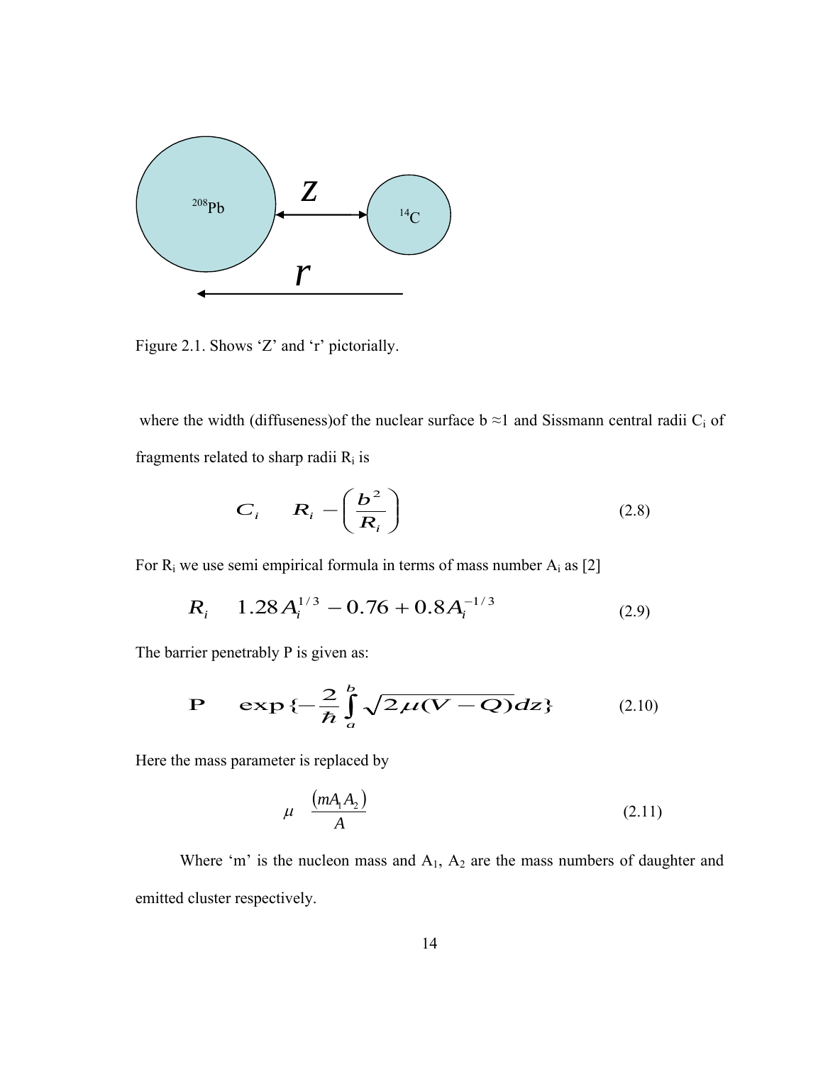Figure 2.1. Shows 'Z' and 'r' pictorially.

where the width (diffuseness)of the nuclear surface b ≈1 and Sissmann central radii $C_i$ of fragments related to sharp radii $R_i$ is

$$C_i \quad R_i - \left( \frac{b^2}{R_i} \right) \tag{2.8}$$

For $R_i$ we use semi empirical formula in terms of mass number $A_i$ as [2]

$$R_i \quad 1.28 A_i^{1/3} - 0.76 + 0.8 A_i^{-1/3} \tag{2.9}$$

The barrier penetrably P is given as:

$$\mathbf{P} \quad \exp\{-\frac{2}{\hbar} \int_a^b \sqrt{2\mu(V-Q)} dz\} \tag{2.10}$$

Here the mass parameter is replaced by

$$\mu \quad \frac{(mA_1 A_2)}{A} \tag{2.11}$$

Where 'm' is the nucleon mass and $A_1$, $A_2$ are the mass numbers of daughter and emitted cluster respectively.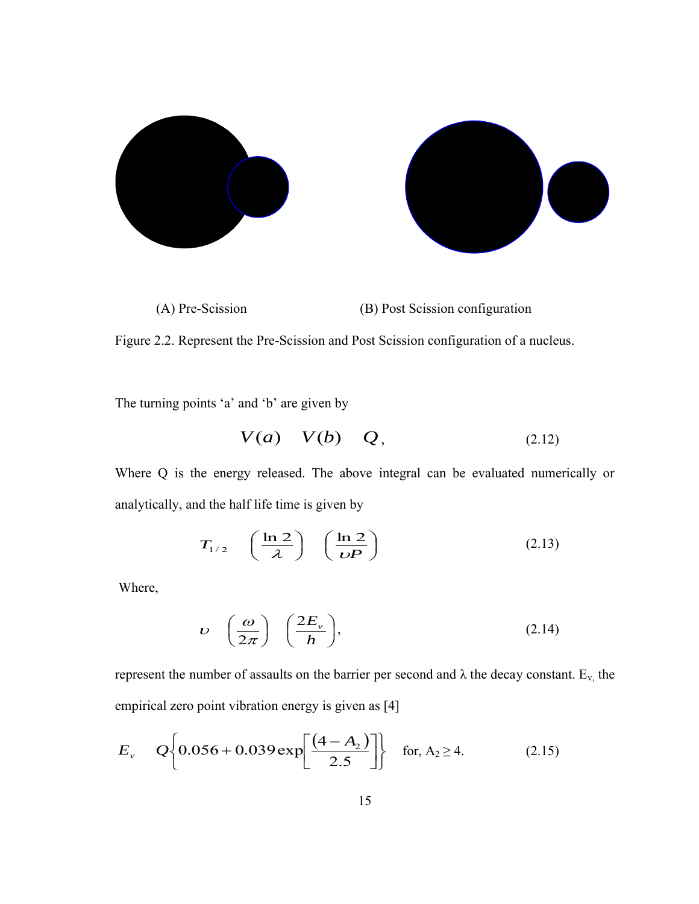(A) Pre-Scission (B) Post Scission configuration

Figure 2.2. Represent the Pre-Scission and Post Scission configuration of a nucleus.

The turning points 'a' and 'b' are given by

$$V(a) \quad V(b) \quad Q, \tag{2.12}$$

Where Q is the energy released. The above integral can be evaluated numerically or analytically, and the half life time is given by

$$T_{1/2} \quad \left(\frac{\ln 2}{\lambda}\right) \quad \left(\frac{\ln 2}{\upsilon P}\right) \tag{2.13}$$

Where,

$$\upsilon \quad \left(\frac{\omega}{2\pi}\right) \quad \left(\frac{2E_v}{h}\right), \tag{2.14}$$

represent the number of assaults on the barrier per second and λ the decay constant. $E_v$, the empirical zero point vibration energy is given as [4]

$$E_v \quad Q\left\{0.056 + 0.039\exp\left[\frac{(4 - A_2)}{2.5}\right]\right\} \quad \text{for, } A_2 \geq 4. \tag{2.15}$$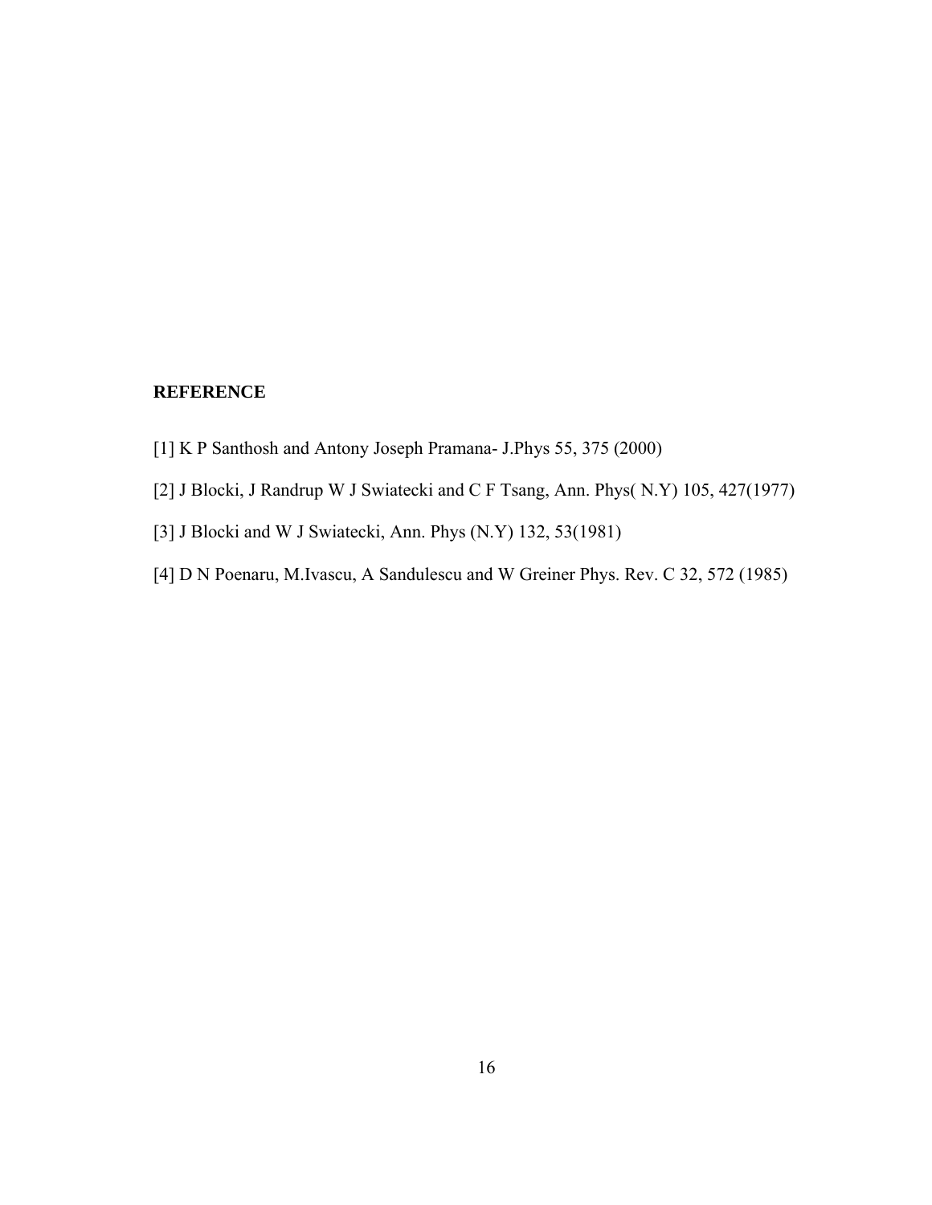**REFERENCE**

[1] K P Santhosh and Antony Joseph Pramana- J.Phys 55, 375 (2000)

[2] J Blocki, J Randrup W J Swiatecki and C F Tsang, Ann. Phys( N.Y) 105, 427(1977)

[3] J Blocki and W J Swiatecki, Ann. Phys (N.Y) 132, 53(1981)

[4] D N Poenaru, M.Ivascu, A Sandulescu and W Greiner Phys. Rev. C 32, 572 (1985)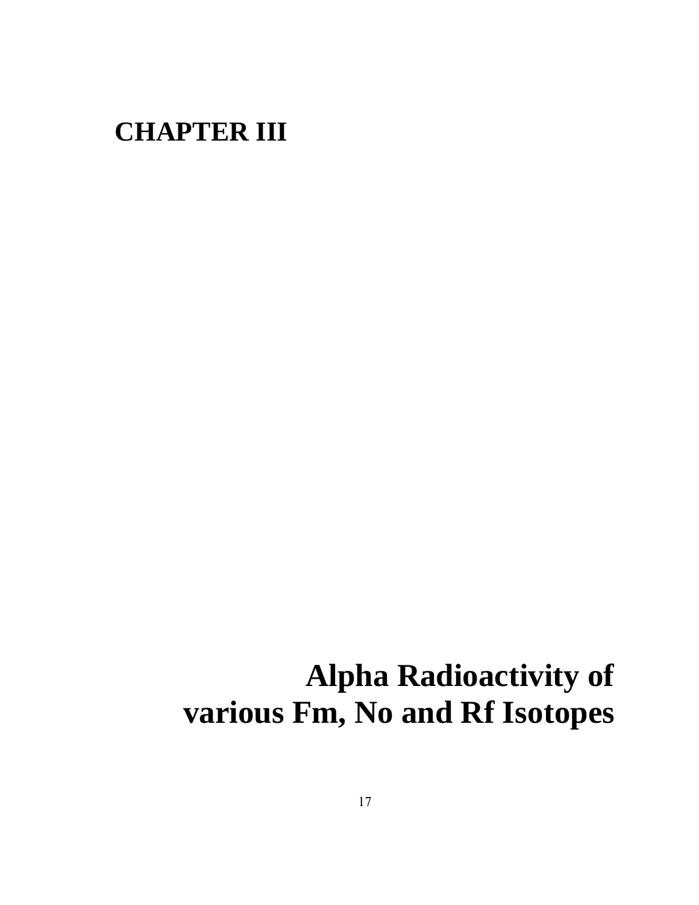# CHAPTER III

# Alpha Radioactivity of various Fm, No and Rf Isotopes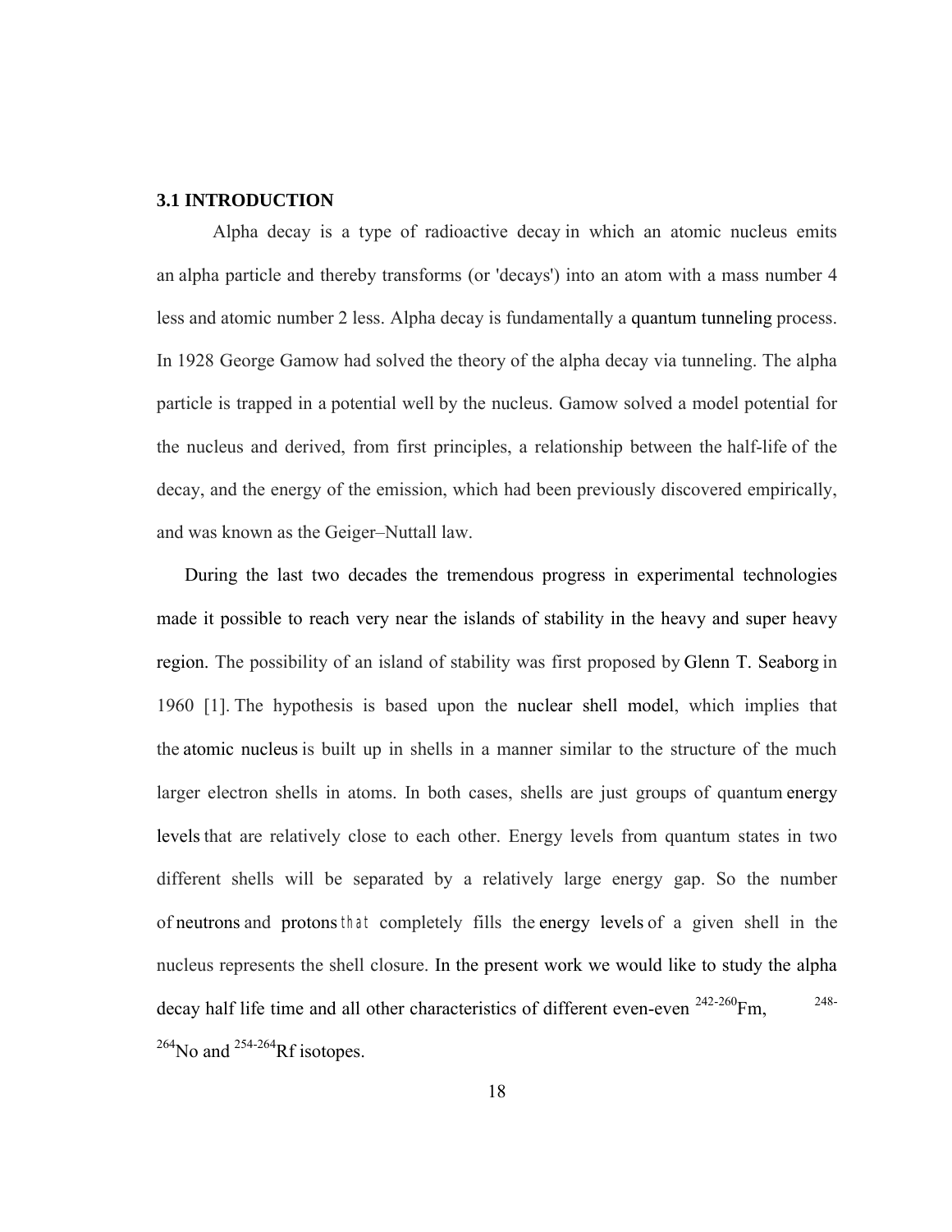### 3.1 INTRODUCTION

Alpha decay is a type of radioactive decay in which an atomic nucleus emits an alpha particle and thereby transforms (or 'decays') into an atom with a mass number 4 less and atomic number 2 less. Alpha decay is fundamentally a quantum tunneling process. In 1928 George Gamow had solved the theory of the alpha decay via tunneling. The alpha particle is trapped in a potential well by the nucleus. Gamow solved a model potential for the nucleus and derived, from first principles, a relationship between the half-life of the decay, and the energy of the emission, which had been previously discovered empirically, and was known as the Geiger–Nuttall law.

During the last two decades the tremendous progress in experimental technologies made it possible to reach very near the islands of stability in the heavy and super heavy region. The possibility of an island of stability was first proposed by Glenn T. Seaborg in 1960 [1]. The hypothesis is based upon the nuclear shell model, which implies that the atomic nucleus is built up in shells in a manner similar to the structure of the much larger electron shells in atoms. In both cases, shells are just groups of quantum energy levels that are relatively close to each other. Energy levels from quantum states in two different shells will be separated by a relatively large energy gap. So the number of neutrons and protons that completely fills the energy levels of a given shell in the nucleus represents the shell closure. In the present work we would like to study the alpha decay half life time and all other characteristics of different even-even $^{242-260}$Fm, $^{248-264}$No and $^{254-264}$Rf isotopes.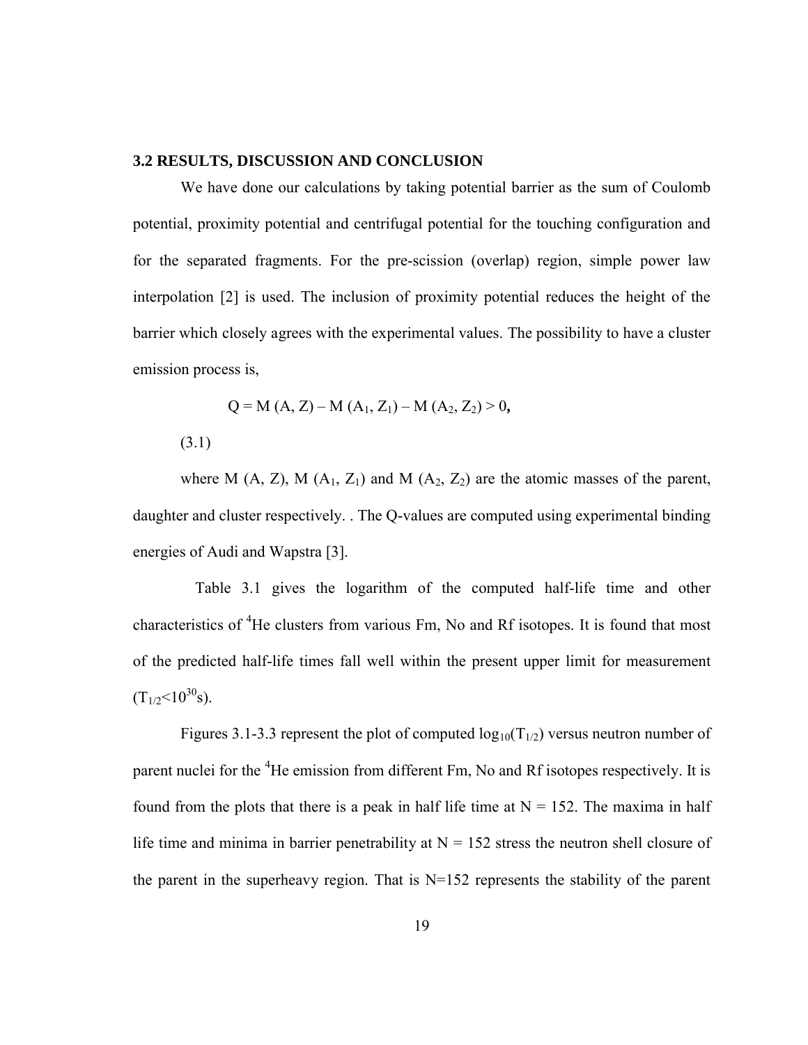### 3.2 RESULTS, DISCUSSION AND CONCLUSION

We have done our calculations by taking potential barrier as the sum of Coulomb potential, proximity potential and centrifugal potential for the touching configuration and for the separated fragments. For the pre-scission (overlap) region, simple power law interpolation [2] is used. The inclusion of proximity potential reduces the height of the barrier which closely agrees with the experimental values. The possibility to have a cluster emission process is,

$$Q = M(A, Z) - M(A_1, Z_1) - M(A_2, Z_2) > 0, \tag{3.1}$$

where $M(A, Z)$, $M(A_1, Z_1)$ and $M(A_2, Z_2)$ are the atomic masses of the parent, daughter and cluster respectively. . The Q-values are computed using experimental binding energies of Audi and Wapstra [3].

Table 3.1 gives the logarithm of the computed half-life time and other characteristics of $^4He$ clusters from various Fm, No and Rf isotopes. It is found that most of the predicted half-life times fall well within the present upper limit for measurement ($T_{1/2} < 10^{30}$s).

Figures 3.1-3.3 represent the plot of computed $\log_{10}(T_{1/2})$ versus neutron number of parent nuclei for the $^4He$ emission from different Fm, No and Rf isotopes respectively. It is found from the plots that there is a peak in half life time at $N = 152$. The maxima in half life time and minima in barrier penetrability at $N = 152$ stress the neutron shell closure of the parent in the superheavy region. That is $N=152$ represents the stability of the parent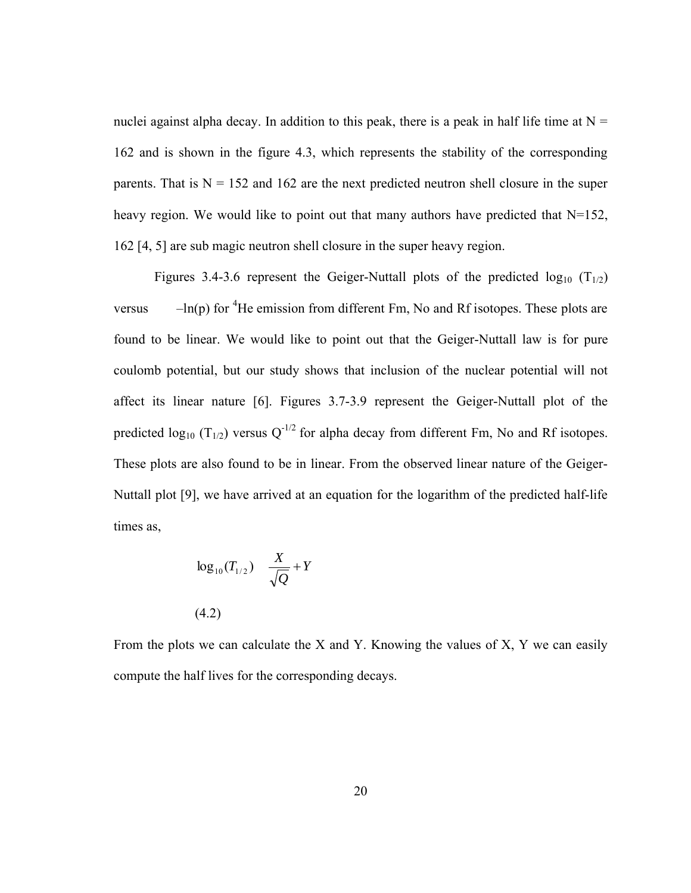nuclei against alpha decay. In addition to this peak, there is a peak in half life time at N = 162 and is shown in the figure 4.3, which represents the stability of the corresponding parents. That is N = 152 and 162 are the next predicted neutron shell closure in the super heavy region. We would like to point out that many authors have predicted that N=152, 162 [4, 5] are sub magic neutron shell closure in the super heavy region.

Figures 3.4-3.6 represent the Geiger-Nuttall plots of the predicted $\log_{10}(T_{1/2})$ versus $-\ln(p)$ for $^4$He emission from different Fm, No and Rf isotopes. These plots are found to be linear. We would like to point out that the Geiger-Nuttall law is for pure coulomb potential, but our study shows that inclusion of the nuclear potential will not affect its linear nature [6]. Figures 3.7-3.9 represent the Geiger-Nuttall plot of the predicted $\log_{10}(T_{1/2})$ versus $Q^{-1/2}$ for alpha decay from different Fm, No and Rf isotopes. These plots are also found to be in linear. From the observed linear nature of the Geiger-Nuttall plot [9], we have arrived at an equation for the logarithm of the predicted half-life times as,

$$\log_{10}(T_{1/2}) \quad \frac{X}{\sqrt{Q}} + Y \tag{4.2}$$

From the plots we can calculate the X and Y. Knowing the values of X, Y we can easily compute the half lives for the corresponding decays.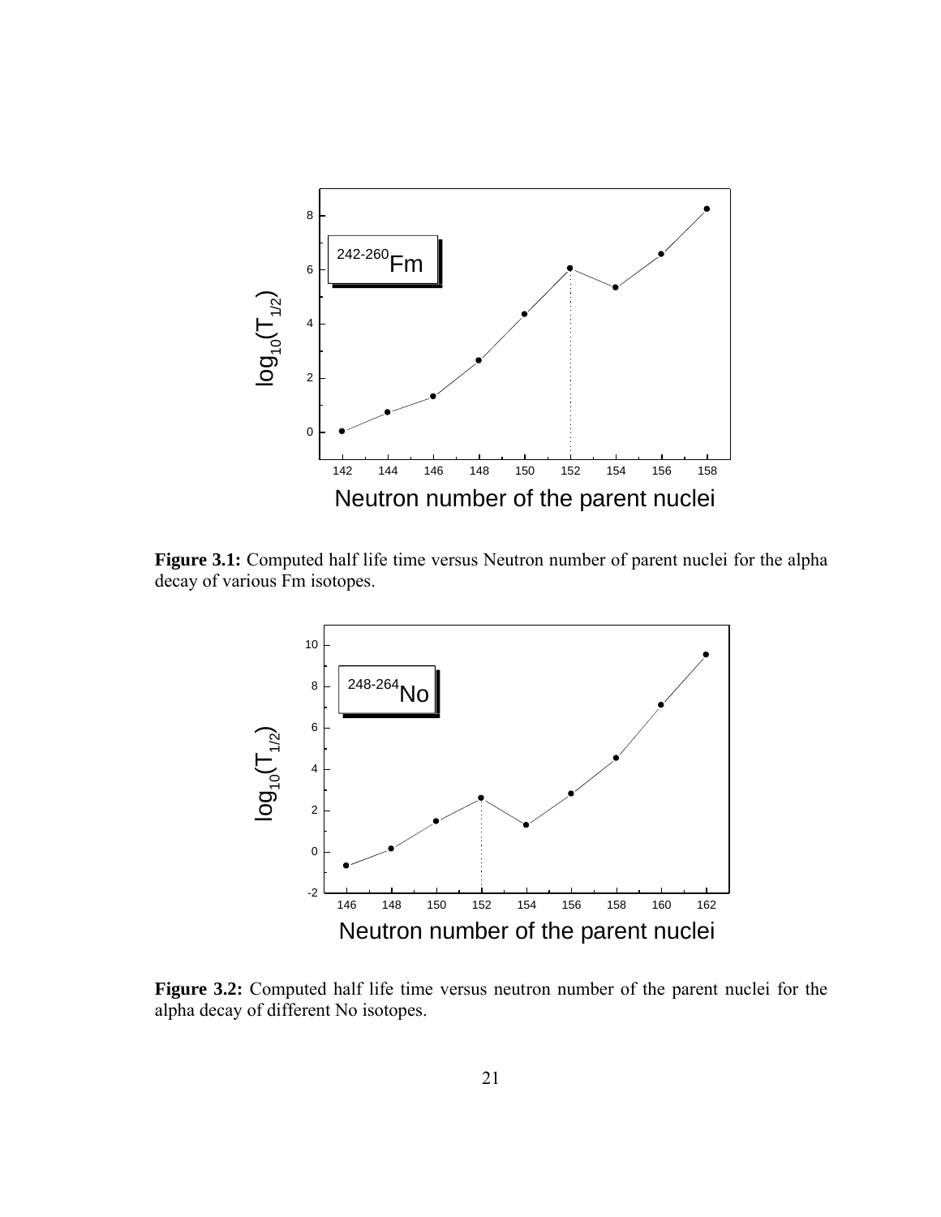**Figure 3.1:** Computed half life time versus Neutron number of parent nuclei for the alpha decay of various Fm isotopes.

**Figure 3.2:** Computed half life time versus neutron number of the parent nuclei for the alpha decay of different No isotopes.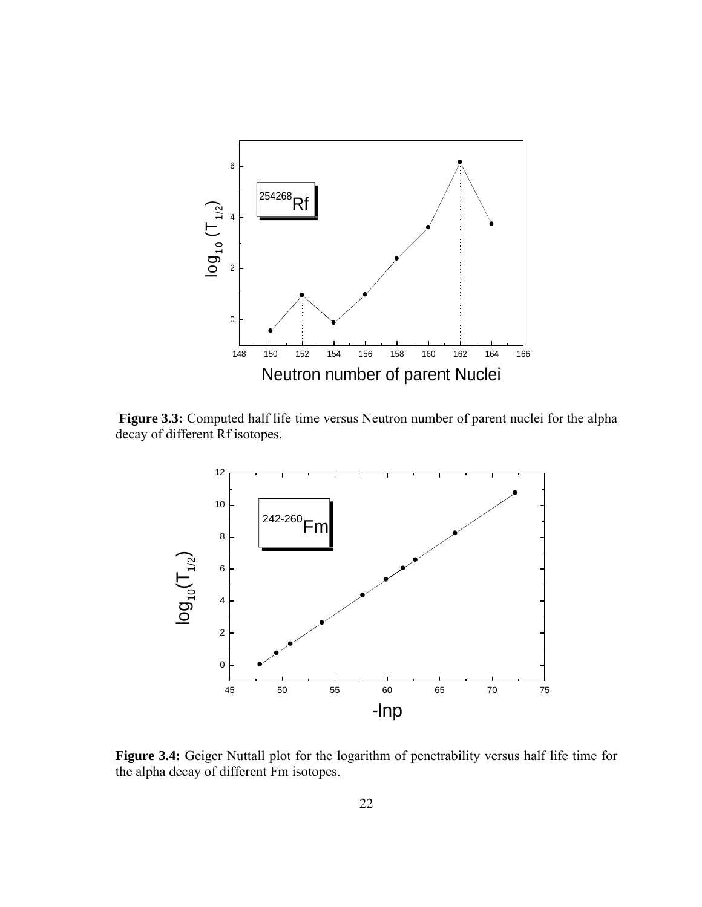**Figure 3.3:** Computed half life time versus Neutron number of parent nuclei for the alpha decay of different Rf isotopes.

**Figure 3.4:** Geiger Nuttall plot for the logarithm of penetrability versus half life time for the alpha decay of different Fm isotopes.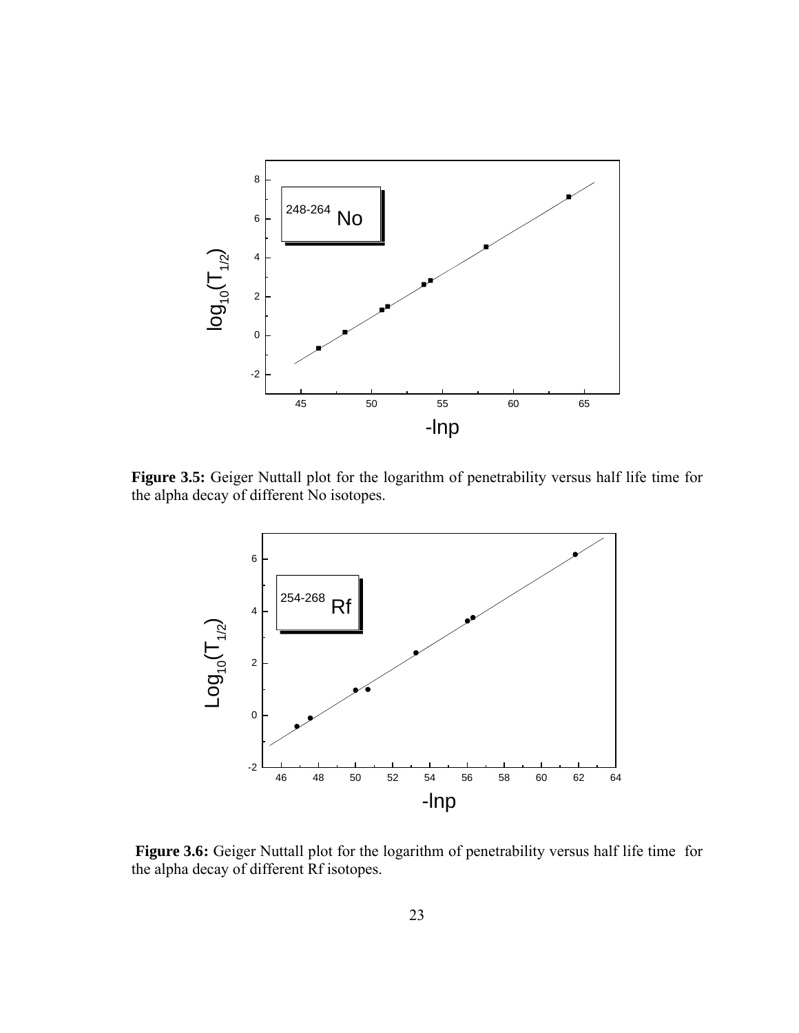**Figure 3.5:** Geiger Nuttall plot for the logarithm of penetrability versus half life time for the alpha decay of different No isotopes.

**Figure 3.6:** Geiger Nuttall plot for the logarithm of penetrability versus half life time for the alpha decay of different Rf isotopes.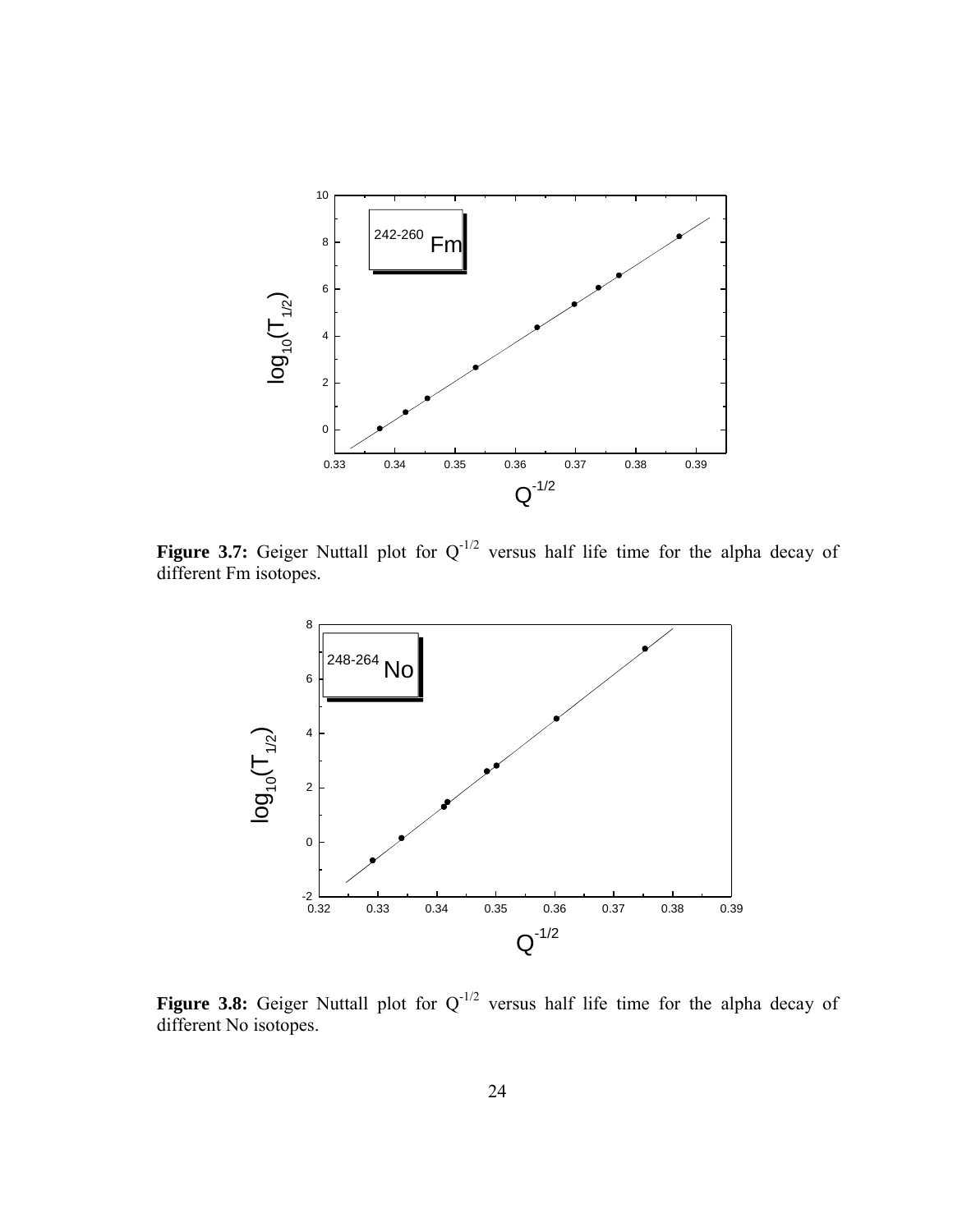**Figure 3.7:** Geiger Nuttall plot for $Q^{-1/2}$ versus half life time for the alpha decay of different Fm isotopes.

**Figure 3.8:** Geiger Nuttall plot for $Q^{-1/2}$ versus half life time for the alpha decay of different No isotopes.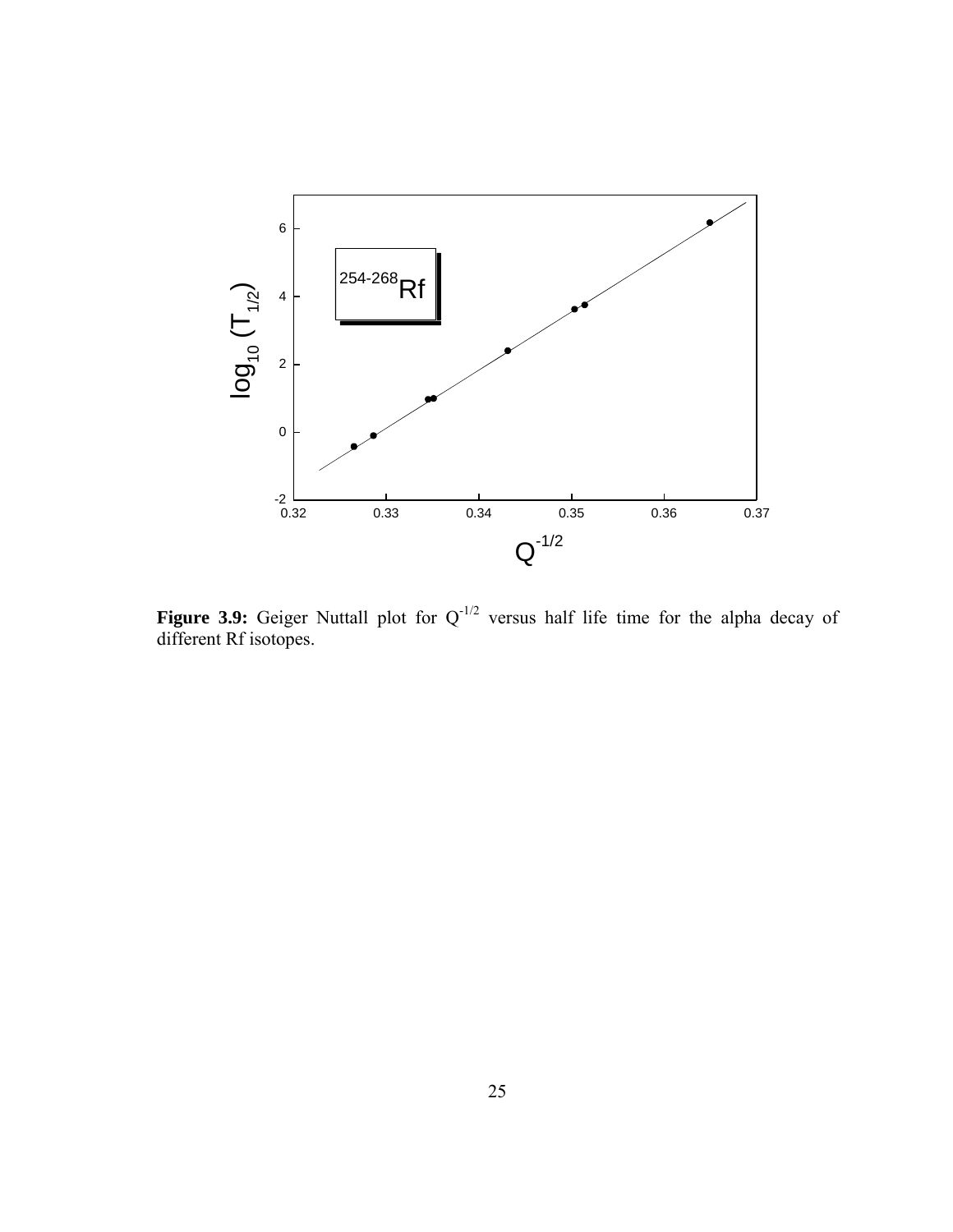**Figure 3.9:** Geiger Nuttall plot for $Q^{-1/2}$ versus half life time for the alpha decay of different Rf isotopes.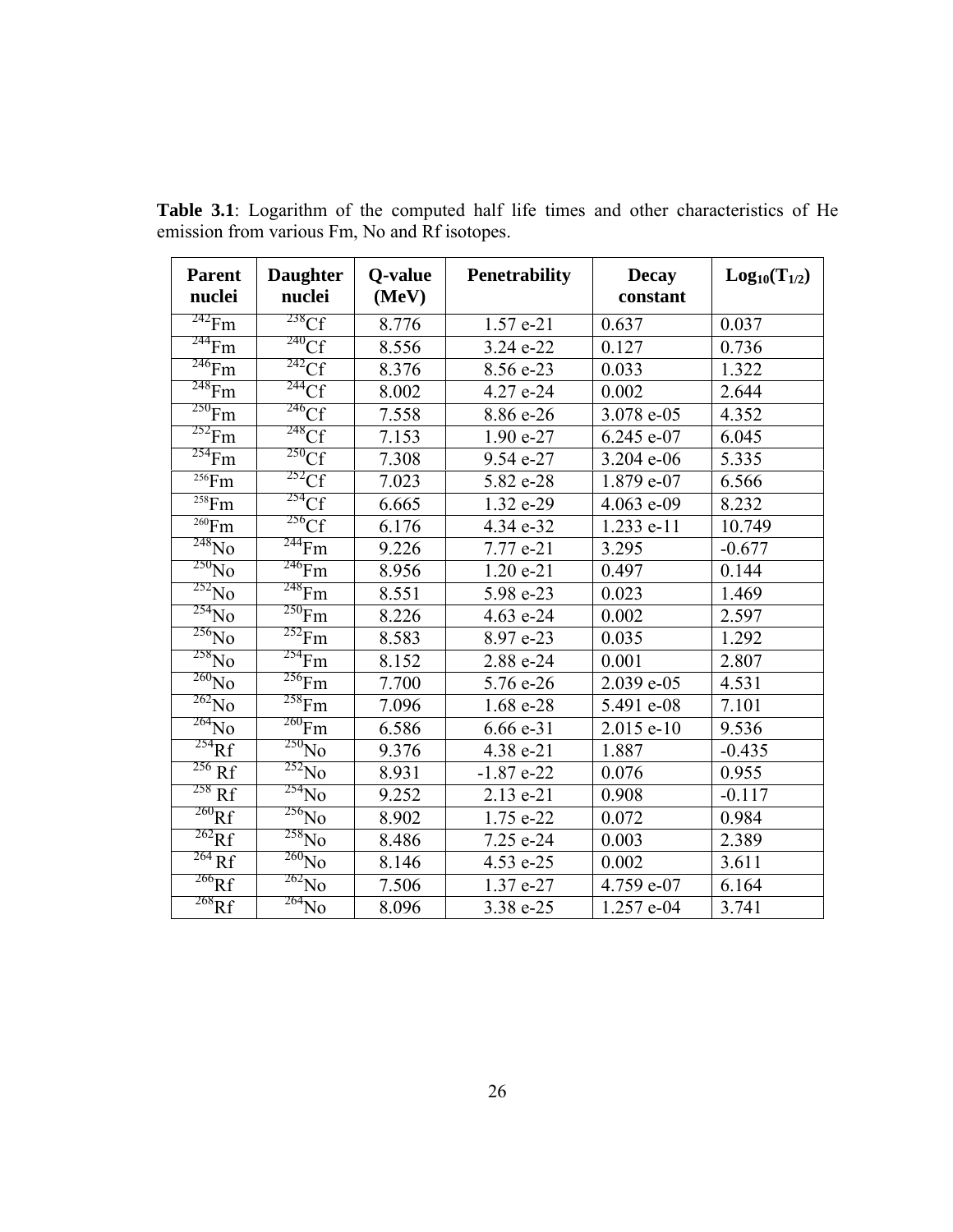**Table 3.1**: Logarithm of the computed half life times and other characteristics of He emission from various Fm, No and Rf isotopes.

| Parent nuclei | Daughter nuclei | Q-value (MeV) | Penetrability | Decay constant | $Log_{10}(T_{1/2})$ |
|---|---|---|---|---|---|
| $^{242}$Fm | $^{238}$Cf | 8.776 | 1.57 e-21 | 0.637 | 0.037 |
| $^{244}$Fm | $^{240}$Cf | 8.556 | 3.24 e-22 | 0.127 | 0.736 |
| $^{246}$Fm | $^{242}$Cf | 8.376 | 8.56 e-23 | 0.033 | 1.322 |
| $^{248}$Fm | $^{244}$Cf | 8.002 | 4.27 e-24 | 0.002 | 2.644 |
| $^{250}$Fm | $^{246}$Cf | 7.558 | 8.86 e-26 | 3.078 e-05 | 4.352 |
| $^{252}$Fm | $^{248}$Cf | 7.153 | 1.90 e-27 | 6.245 e-07 | 6.045 |
| $^{254}$Fm | $^{250}$Cf | 7.308 | 9.54 e-27 | 3.204 e-06 | 5.335 |
| $^{256}$Fm | $^{252}$Cf | 7.023 | 5.82 e-28 | 1.879 e-07 | 6.566 |
| $^{258}$Fm | $^{254}$Cf | 6.665 | 1.32 e-29 | 4.063 e-09 | 8.232 |
| $^{260}$Fm | $^{256}$Cf | 6.176 | 4.34 e-32 | 1.233 e-11 | 10.749 |
| $^{248}$No | $^{244}$Fm | 9.226 | 7.77 e-21 | 3.295 | -0.677 |
| $^{250}$No | $^{246}$Fm | 8.956 | 1.20 e-21 | 0.497 | 0.144 |
| $^{252}$No | $^{248}$Fm | 8.551 | 5.98 e-23 | 0.023 | 1.469 |
| $^{254}$No | $^{250}$Fm | 8.226 | 4.63 e-24 | 0.002 | 2.597 |
| $^{256}$No | $^{252}$Fm | 8.583 | 8.97 e-23 | 0.035 | 1.292 |
| $^{258}$No | $^{254}$Fm | 8.152 | 2.88 e-24 | 0.001 | 2.807 |
| $^{260}$No | $^{256}$Fm | 7.700 | 5.76 e-26 | 2.039 e-05 | 4.531 |
| $^{262}$No | $^{258}$Fm | 7.096 | 1.68 e-28 | 5.491 e-08 | 7.101 |
| $^{264}$No | $^{260}$Fm | 6.586 | 6.66 e-31 | 2.015 e-10 | 9.536 |
| $^{254}$Rf | $^{250}$No | 9.376 | 4.38 e-21 | 1.887 | -0.435 |
| $^{256}$Rf | $^{252}$No | 8.931 | -1.87 e-22 | 0.076 | 0.955 |
| $^{258}$Rf | $^{254}$No | 9.252 | 2.13 e-21 | 0.908 | -0.117 |
| $^{260}$Rf | $^{256}$No | 8.902 | 1.75 e-22 | 0.072 | 0.984 |
| $^{262}$Rf | $^{258}$No | 8.486 | 7.25 e-24 | 0.003 | 2.389 |
| $^{264}$Rf | $^{260}$No | 8.146 | 4.53 e-25 | 0.002 | 3.611 |
| $^{266}$Rf | $^{262}$No | 7.506 | 1.37 e-27 | 4.759 e-07 | 6.164 |
| $^{268}$Rf | $^{264}$No | 8.096 | 3.38 e-25 | 1.257 e-04 | 3.741 |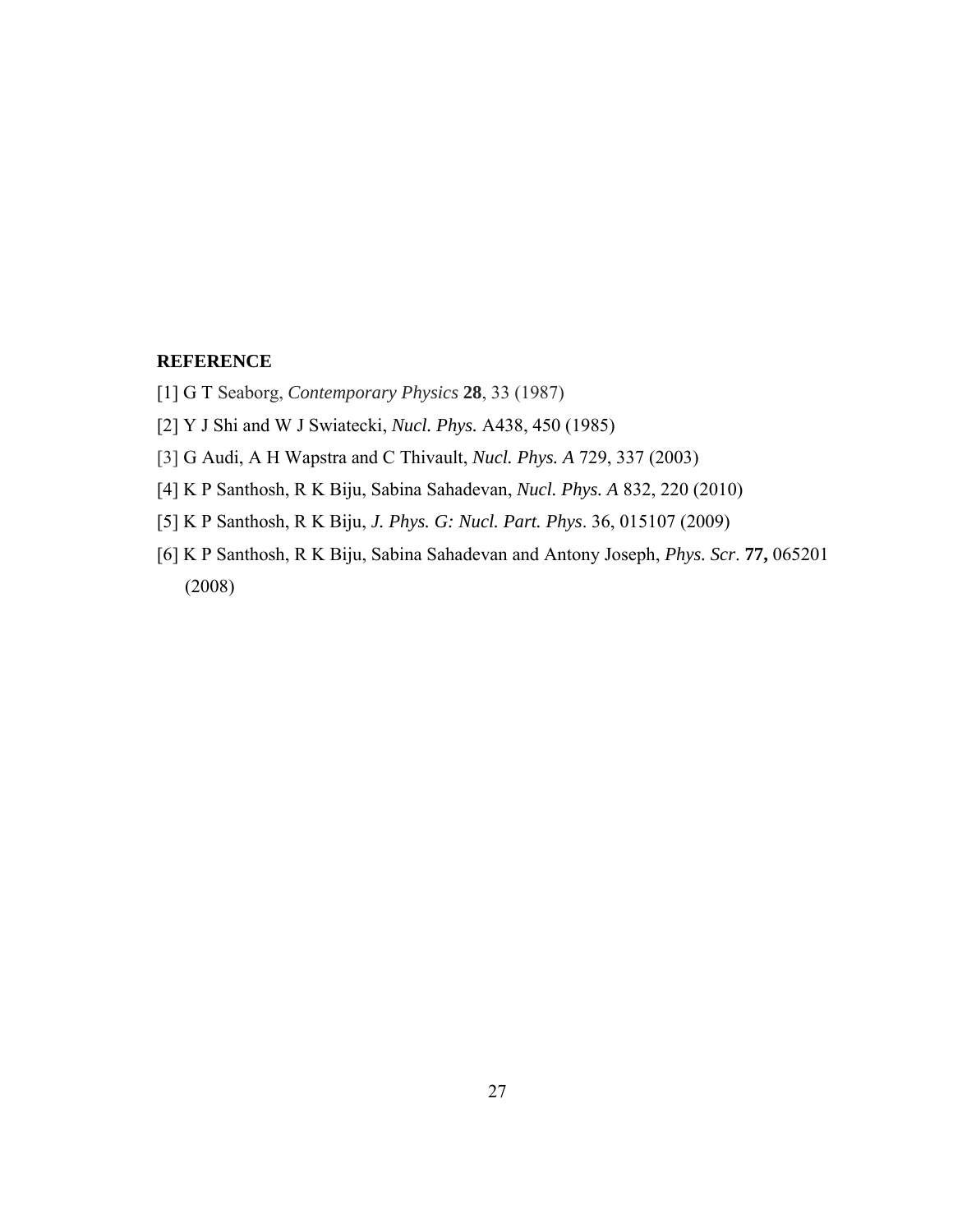## REFERENCE

[1] G T Seaborg, *Contemporary Physics* **28**, 33 (1987)

[2] Y J Shi and W J Swiatecki, *Nucl. Phys.* A438, 450 (1985)

[3] G Audi, A H Wapstra and C Thivault, *Nucl. Phys. A* 729, 337 (2003)

[4] K P Santhosh, R K Biju, Sabina Sahadevan, *Nucl. Phys. A* 832, 220 (2010)

[5] K P Santhosh, R K Biju, *J. Phys. G: Nucl. Part. Phys*. 36, 015107 (2009)

[6] K P Santhosh, R K Biju, Sabina Sahadevan and Antony Joseph, *Phys. Scr*. **77,** 065201 (2008)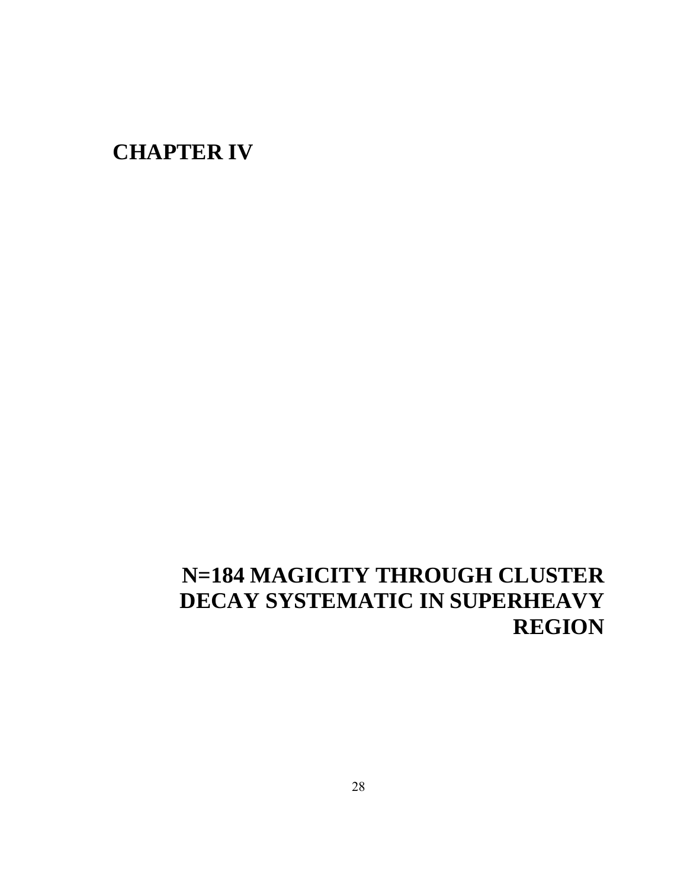# CHAPTER IV

## N=184 MAGICITY THROUGH CLUSTER DECAY SYSTEMATIC IN SUPERHEAVY REGION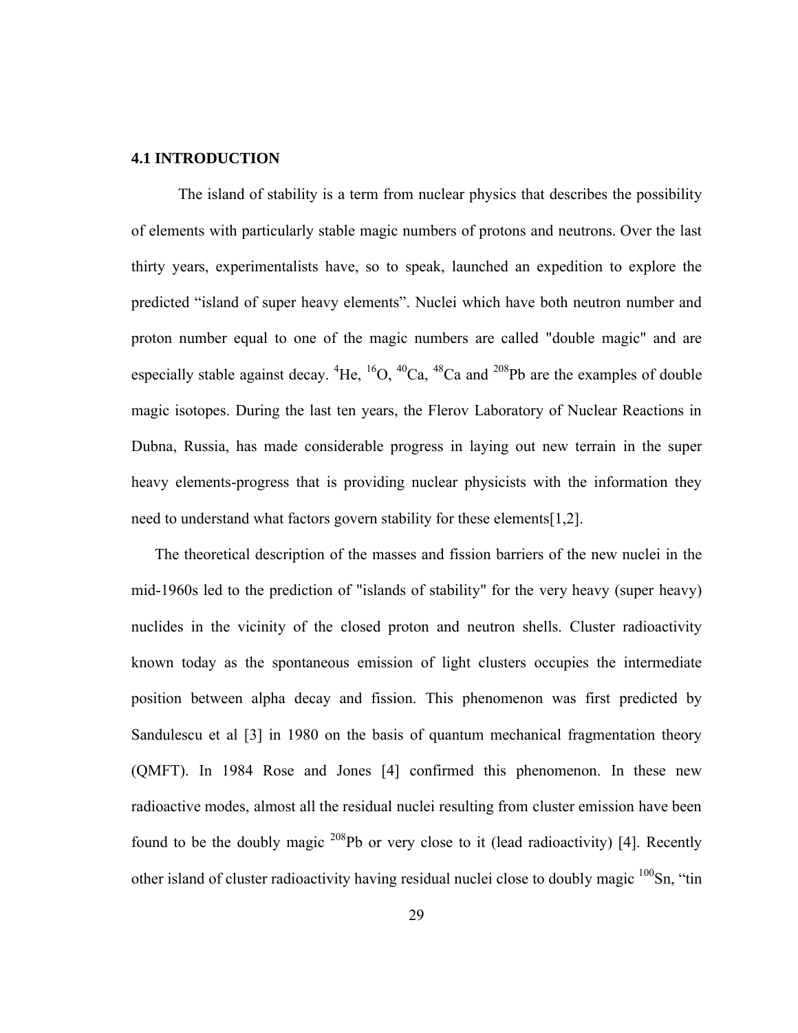## 4.1 INTRODUCTION

The island of stability is a term from nuclear physics that describes the possibility of elements with particularly stable magic numbers of protons and neutrons. Over the last thirty years, experimentalists have, so to speak, launched an expedition to explore the predicted "island of super heavy elements". Nuclei which have both neutron number and proton number equal to one of the magic numbers are called "double magic" and are especially stable against decay. $^{4}$He, $^{16}$O, $^{40}$Ca, $^{48}$Ca and $^{208}$Pb are the examples of double magic isotopes. During the last ten years, the Flerov Laboratory of Nuclear Reactions in Dubna, Russia, has made considerable progress in laying out new terrain in the super heavy elements-progress that is providing nuclear physicists with the information they need to understand what factors govern stability for these elements[1,2].

The theoretical description of the masses and fission barriers of the new nuclei in the mid-1960s led to the prediction of "islands of stability" for the very heavy (super heavy) nuclides in the vicinity of the closed proton and neutron shells. Cluster radioactivity known today as the spontaneous emission of light clusters occupies the intermediate position between alpha decay and fission. This phenomenon was first predicted by Sandulescu et al [3] in 1980 on the basis of quantum mechanical fragmentation theory (QMFT). In 1984 Rose and Jones [4] confirmed this phenomenon. In these new radioactive modes, almost all the residual nuclei resulting from cluster emission have been found to be the doubly magic $^{208}$Pb or very close to it (lead radioactivity) [4]. Recently other island of cluster radioactivity having residual nuclei close to doubly magic $^{100}$Sn, "tin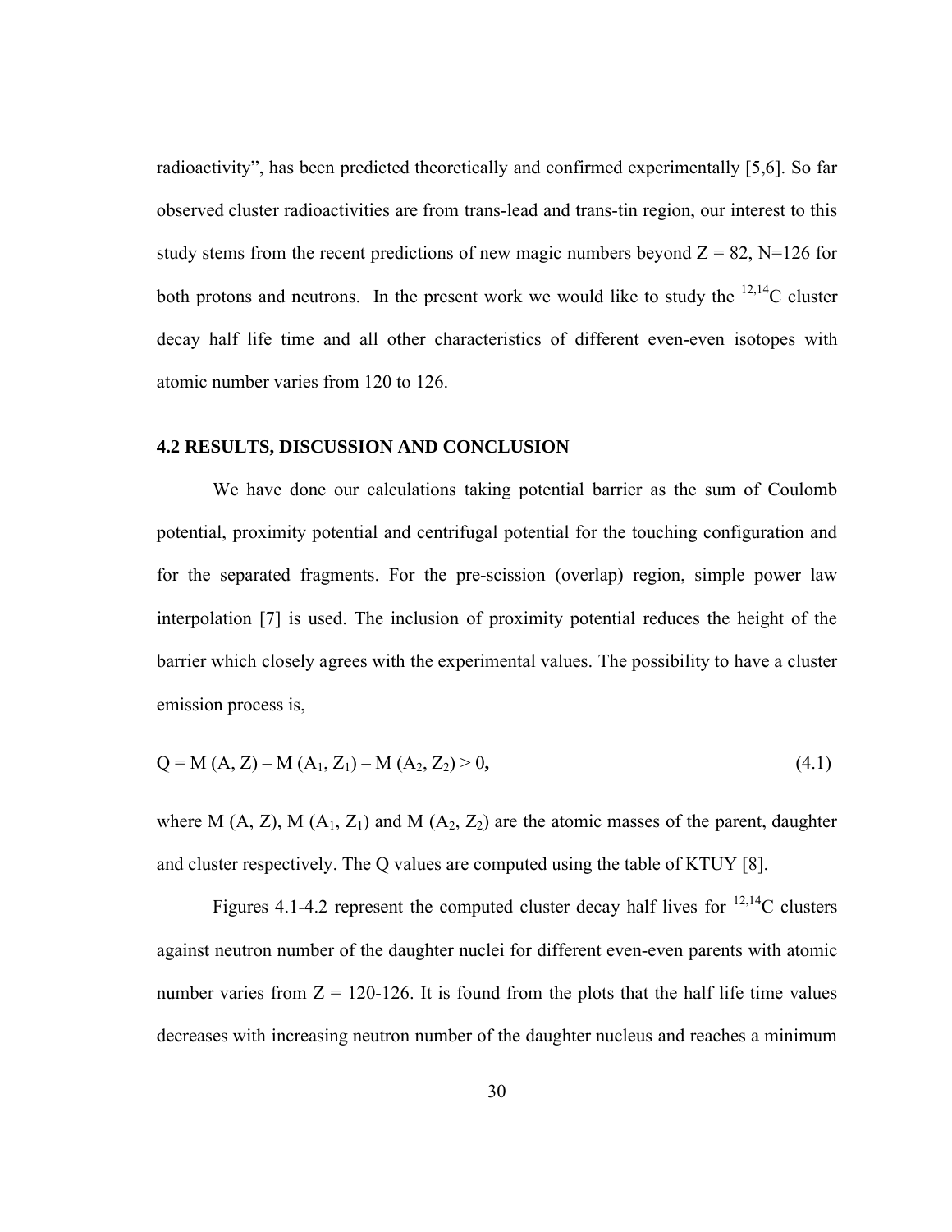radioactivity", has been predicted theoretically and confirmed experimentally [5,6]. So far observed cluster radioactivities are from trans-lead and trans-tin region, our interest to this study stems from the recent predictions of new magic numbers beyond $Z = 82$, $N=126$ for both protons and neutrons. In the present work we would like to study the $^{12,14}C$ cluster decay half life time and all other characteristics of different even-even isotopes with atomic number varies from 120 to 126.

## 4.2 RESULTS, DISCUSSION AND CONCLUSION

We have done our calculations taking potential barrier as the sum of Coulomb potential, proximity potential and centrifugal potential for the touching configuration and for the separated fragments. For the pre-scission (overlap) region, simple power law interpolation [7] is used. The inclusion of proximity potential reduces the height of the barrier which closely agrees with the experimental values. The possibility to have a cluster emission process is,

$$Q = M(A, Z) - M(A_1, Z_1) - M(A_2, Z_2) > 0, \tag{4.1}$$

where $M(A, Z)$, $M(A_1, Z_1)$ and $M(A_2, Z_2)$ are the atomic masses of the parent, daughter and cluster respectively. The Q values are computed using the table of KTUY [8].

Figures 4.1-4.2 represent the computed cluster decay half lives for $^{12,14}C$ clusters against neutron number of the daughter nuclei for different even-even parents with atomic number varies from $Z = 120$-$126$. It is found from the plots that the half life time values decreases with increasing neutron number of the daughter nucleus and reaches a minimum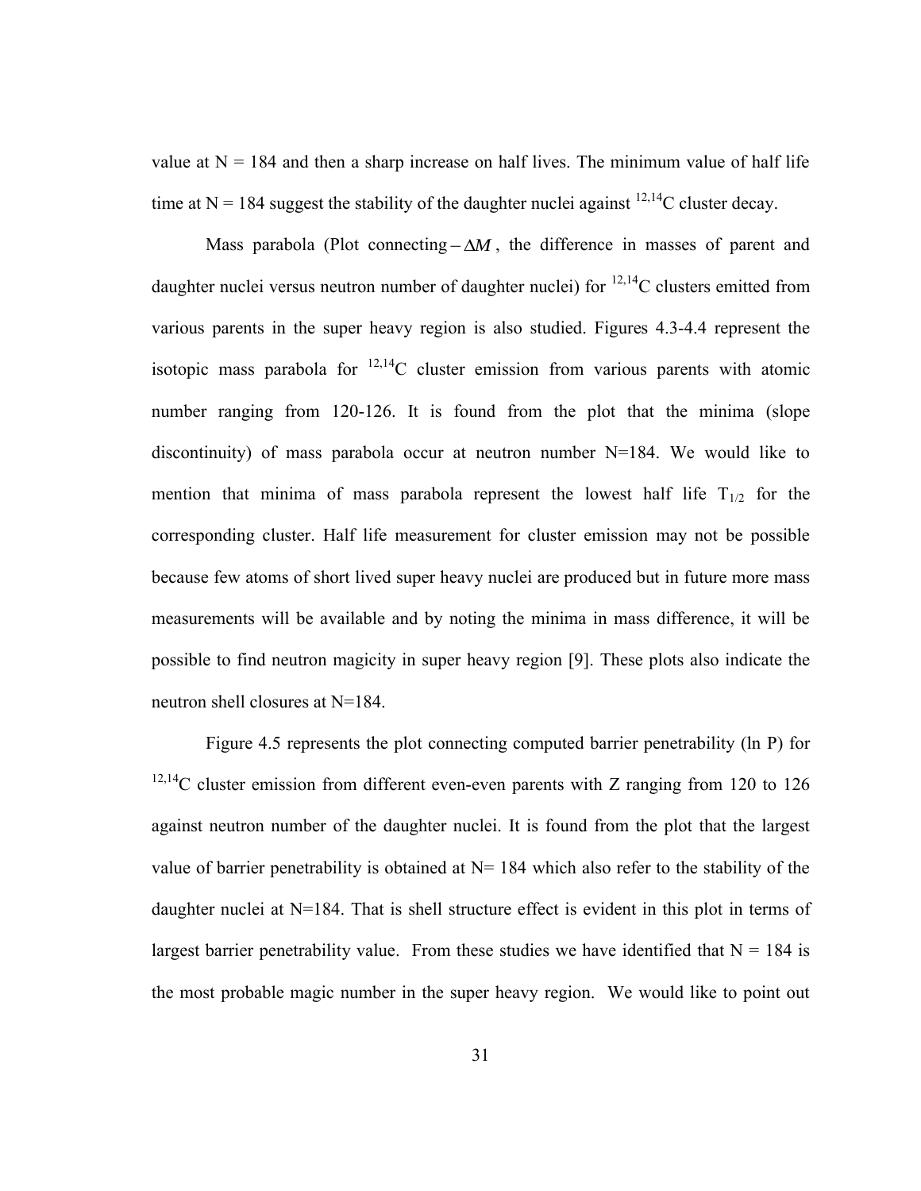value at N = 184 and then a sharp increase on half lives. The minimum value of half life time at N = 184 suggest the stability of the daughter nuclei against $^{12,14}$C cluster decay.

Mass parabola (Plot connecting $-\Delta M$, the difference in masses of parent and daughter nuclei versus neutron number of daughter nuclei) for $^{12,14}$C clusters emitted from various parents in the super heavy region is also studied. Figures 4.3-4.4 represent the isotopic mass parabola for $^{12,14}$C cluster emission from various parents with atomic number ranging from 120-126. It is found from the plot that the minima (slope discontinuity) of mass parabola occur at neutron number N=184. We would like to mention that minima of mass parabola represent the lowest half life $T_{1/2}$ for the corresponding cluster. Half life measurement for cluster emission may not be possible because few atoms of short lived super heavy nuclei are produced but in future more mass measurements will be available and by noting the minima in mass difference, it will be possible to find neutron magicity in super heavy region [9]. These plots also indicate the neutron shell closures at N=184.

Figure 4.5 represents the plot connecting computed barrier penetrability (ln P) for $^{12,14}$C cluster emission from different even-even parents with Z ranging from 120 to 126 against neutron number of the daughter nuclei. It is found from the plot that the largest value of barrier penetrability is obtained at N= 184 which also refer to the stability of the daughter nuclei at N=184. That is shell structure effect is evident in this plot in terms of largest barrier penetrability value. From these studies we have identified that N = 184 is the most probable magic number in the super heavy region. We would like to point out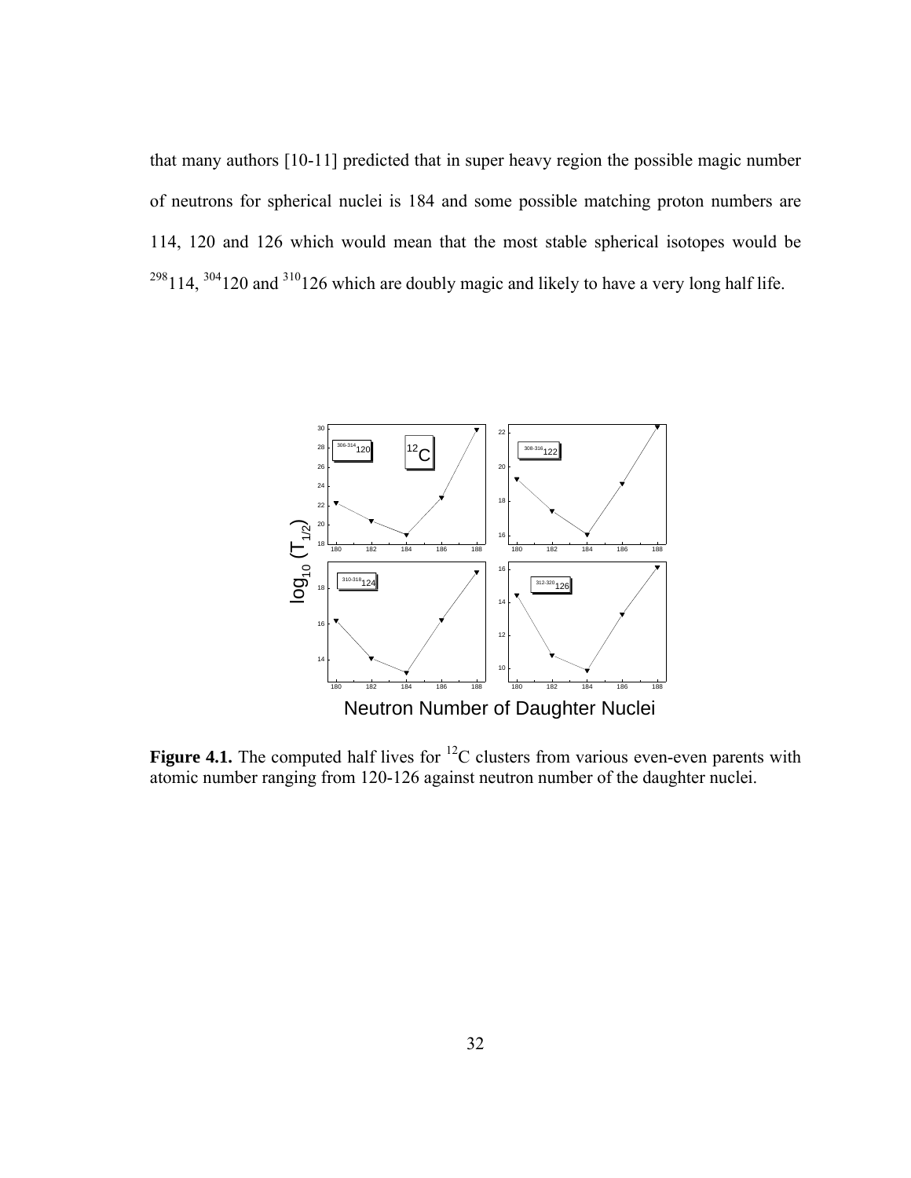that many authors [10-11] predicted that in super heavy region the possible magic number of neutrons for spherical nuclei is 184 and some possible matching proton numbers are 114, 120 and 126 which would mean that the most stable spherical isotopes would be $^{298}114$, $^{304}120$ and $^{310}126$ which are doubly magic and likely to have a very long half life.

**Figure 4.1.** The computed half lives for $^{12}C$ clusters from various even-even parents with atomic number ranging from 120-126 against neutron number of the daughter nuclei.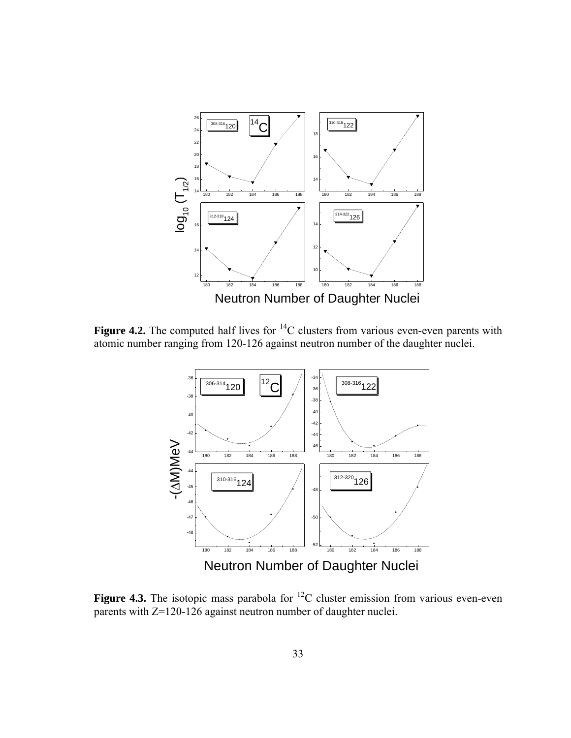**Figure 4.2.** The computed half lives for $^{14}C$ clusters from various even-even parents with atomic number ranging from 120-126 against neutron number of the daughter nuclei.

**Figure 4.3.** The isotopic mass parabola for $^{12}C$ cluster emission from various even-even parents with Z=120-126 against neutron number of daughter nuclei.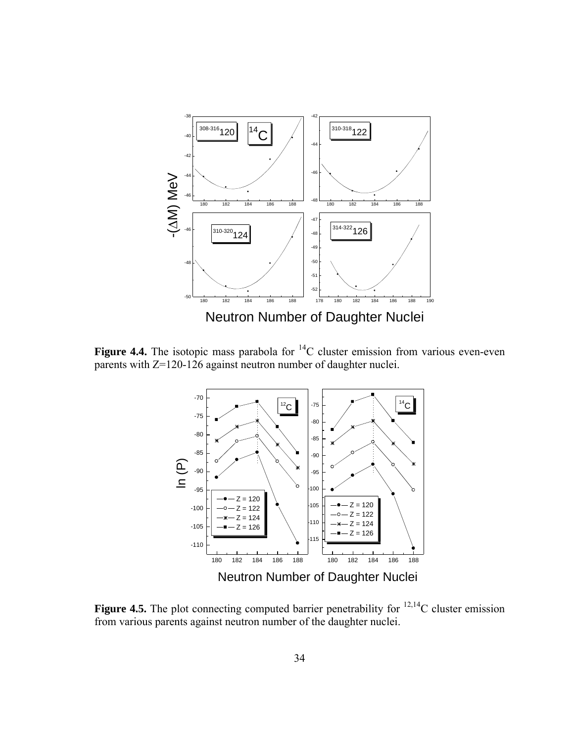**Figure 4.4.** The isotopic mass parabola for $^{14}$C cluster emission from various even-even parents with $Z$=120-126 against neutron number of daughter nuclei.

**Figure 4.5.** The plot connecting computed barrier penetrability for $^{12,14}$C cluster emission from various parents against neutron number of the daughter nuclei.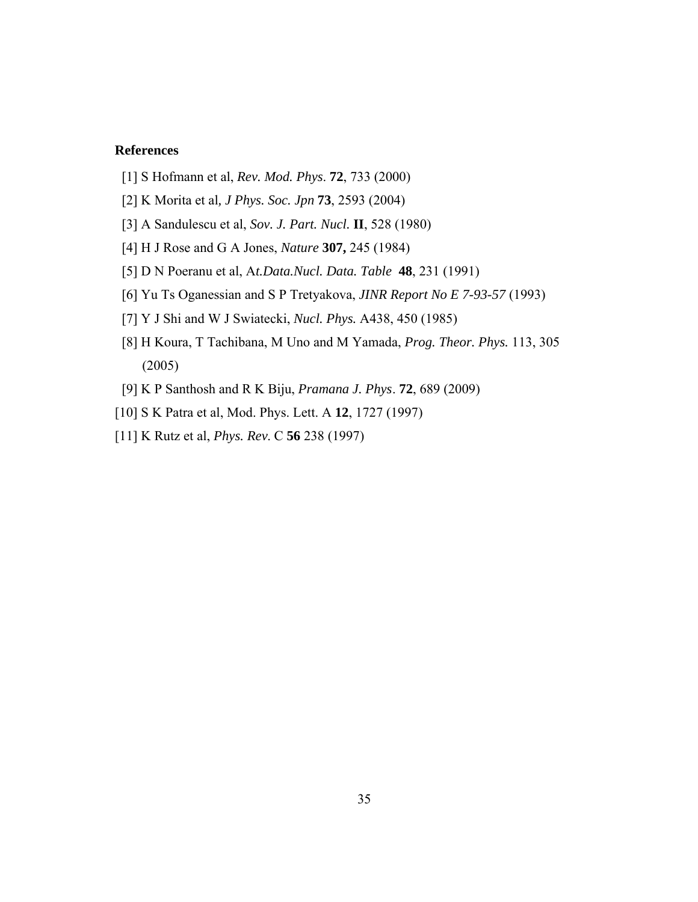**References**

[1] S Hofmann et al, *Rev. Mod. Phys*. **72**, 733 (2000)

[2] K Morita et al*, J Phys. Soc. Jpn* **73**, 2593 (2004)

[3] A Sandulescu et al, *Sov. J. Part. Nucl.* **II**, 528 (1980)

[4] H J Rose and G A Jones, *Nature* **307,** 245 (1984)

[5] D N Poeranu et al, A*t.Data.Nucl. Data. Table* **48**, 231 (1991)

[6] Yu Ts Oganessian and S P Tretyakova, *JINR Report No E 7-93-57* (1993)

[7] Y J Shi and W J Swiatecki, *Nucl. Phys.* A438, 450 (1985)

[8] H Koura, T Tachibana, M Uno and M Yamada, *Prog. Theor. Phys.* 113, 305 (2005)

[9] K P Santhosh and R K Biju, *Pramana J. Phys*. **72**, 689 (2009)

[10] S K Patra et al, Mod. Phys. Lett. A **12**, 1727 (1997)

[11] K Rutz et al, *Phys. Rev.* C **56** 238 (1997)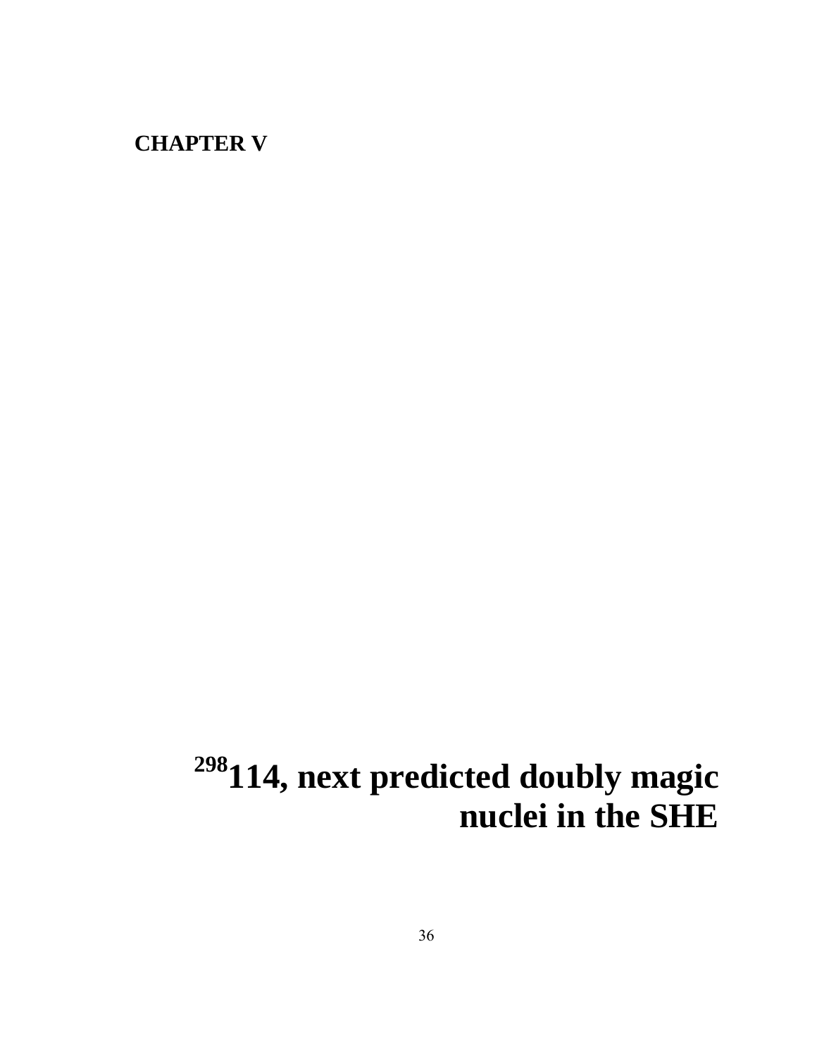**CHAPTER V**

# $^{298}$114, next predicted doubly magic nuclei in the SHE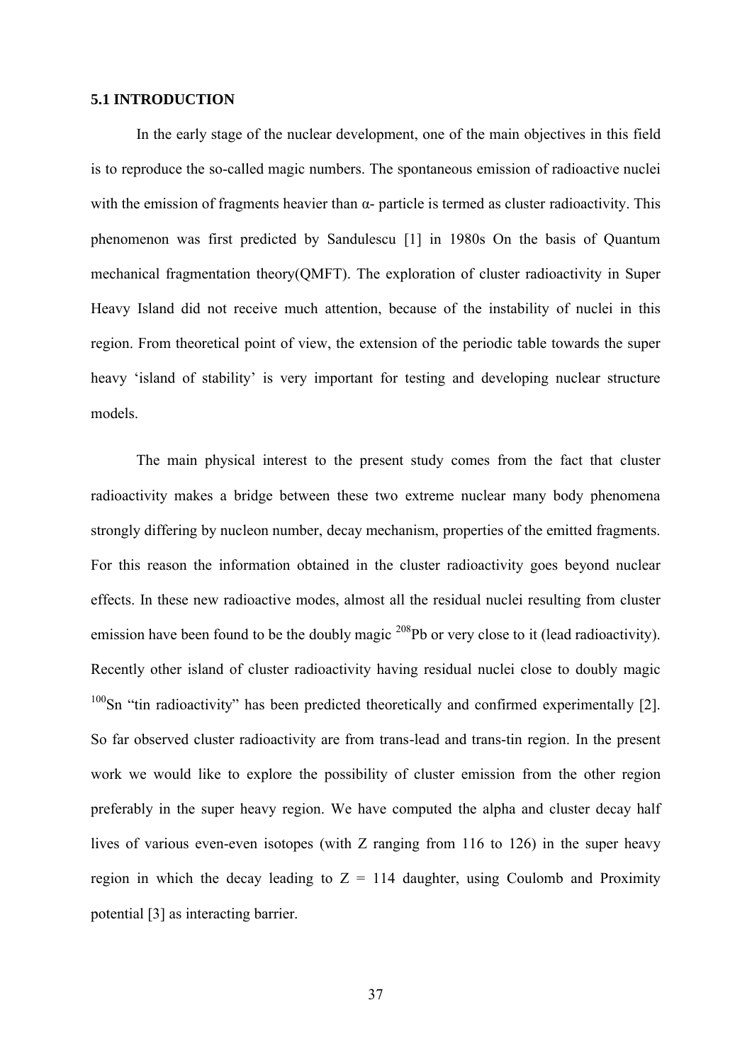### 5.1 INTRODUCTION

In the early stage of the nuclear development, one of the main objectives in this field is to reproduce the so-called magic numbers. The spontaneous emission of radioactive nuclei with the emission of fragments heavier than α- particle is termed as cluster radioactivity. This phenomenon was first predicted by Sandulescu [1] in 1980s On the basis of Quantum mechanical fragmentation theory(QMFT). The exploration of cluster radioactivity in Super Heavy Island did not receive much attention, because of the instability of nuclei in this region. From theoretical point of view, the extension of the periodic table towards the super heavy 'island of stability' is very important for testing and developing nuclear structure models.

The main physical interest to the present study comes from the fact that cluster radioactivity makes a bridge between these two extreme nuclear many body phenomena strongly differing by nucleon number, decay mechanism, properties of the emitted fragments. For this reason the information obtained in the cluster radioactivity goes beyond nuclear effects. In these new radioactive modes, almost all the residual nuclei resulting from cluster emission have been found to be the doubly magic $^{208}$Pb or very close to it (lead radioactivity). Recently other island of cluster radioactivity having residual nuclei close to doubly magic $^{100}$Sn "tin radioactivity" has been predicted theoretically and confirmed experimentally [2]. So far observed cluster radioactivity are from trans-lead and trans-tin region. In the present work we would like to explore the possibility of cluster emission from the other region preferably in the super heavy region. We have computed the alpha and cluster decay half lives of various even-even isotopes (with Z ranging from 116 to 126) in the super heavy region in which the decay leading to Z = 114 daughter, using Coulomb and Proximity potential [3] as interacting barrier.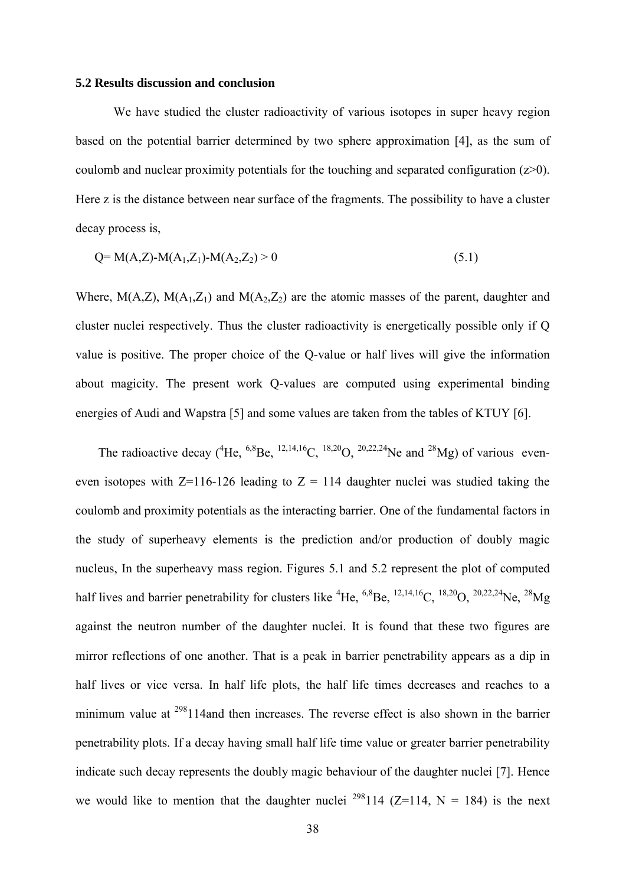### 5.2 Results discussion and conclusion

We have studied the cluster radioactivity of various isotopes in super heavy region based on the potential barrier determined by two sphere approximation [4], as the sum of coulomb and nuclear proximity potentials for the touching and separated configuration ($z>0$). Here z is the distance between near surface of the fragments. The possibility to have a cluster decay process is,

$$Q= M(A,Z)-M(A_1,Z_1)-M(A_2,Z_2) > 0 \qquad (5.1)$$

Where, $M(A,Z)$, $M(A_1,Z_1)$ and $M(A_2,Z_2)$ are the atomic masses of the parent, daughter and cluster nuclei respectively. Thus the cluster radioactivity is energetically possible only if Q value is positive. The proper choice of the Q-value or half lives will give the information about magicity. The present work Q-values are computed using experimental binding energies of Audi and Wapstra [5] and some values are taken from the tables of KTUY [6].

The radioactive decay ($^{4}$He, $^{6,8}$Be, $^{12,14,16}$C, $^{18,20}$O, $^{20,22,24}$Ne and $^{28}$Mg) of various even-even isotopes with Z=116-126 leading to Z = 114 daughter nuclei was studied taking the coulomb and proximity potentials as the interacting barrier. One of the fundamental factors in the study of superheavy elements is the prediction and/or production of doubly magic nucleus, In the superheavy mass region. Figures 5.1 and 5.2 represent the plot of computed half lives and barrier penetrability for clusters like $^{4}$He, $^{6,8}$Be, $^{12,14,16}$C, $^{18,20}$O, $^{20,22,24}$Ne, $^{28}$Mg against the neutron number of the daughter nuclei. It is found that these two figures are mirror reflections of one another. That is a peak in barrier penetrability appears as a dip in half lives or vice versa. In half life plots, the half life times decreases and reaches to a minimum value at $^{298}$114and then increases. The reverse effect is also shown in the barrier penetrability plots. If a decay having small half life time value or greater barrier penetrability indicate such decay represents the doubly magic behaviour of the daughter nuclei [7]. Hence we would like to mention that the daughter nuclei $^{298}$114 (Z=114, N = 184) is the next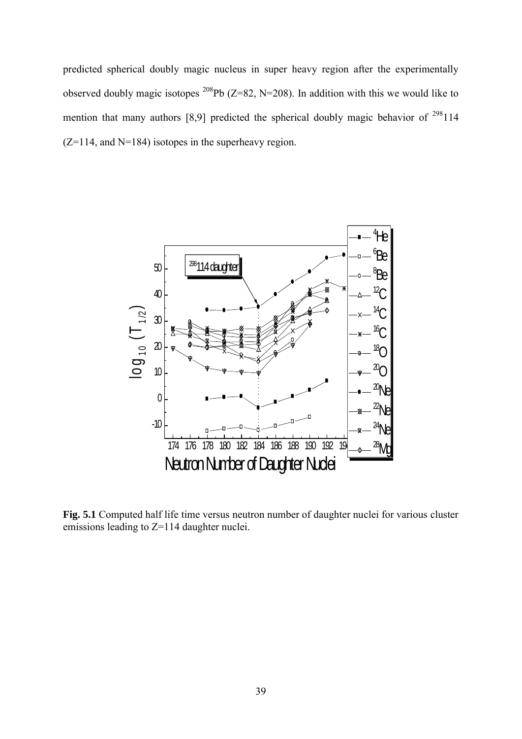predicted spherical doubly magic nucleus in super heavy region after the experimentally observed doubly magic isotopes $^{208}$Pb (Z=82, N=208). In addition with this we would like to mention that many authors [8,9] predicted the spherical doubly magic behavior of $^{298}$114 (Z=114, and N=184) isotopes in the superheavy region.

**Fig. 5.1** Computed half life time versus neutron number of daughter nuclei for various cluster emissions leading to Z=114 daughter nuclei.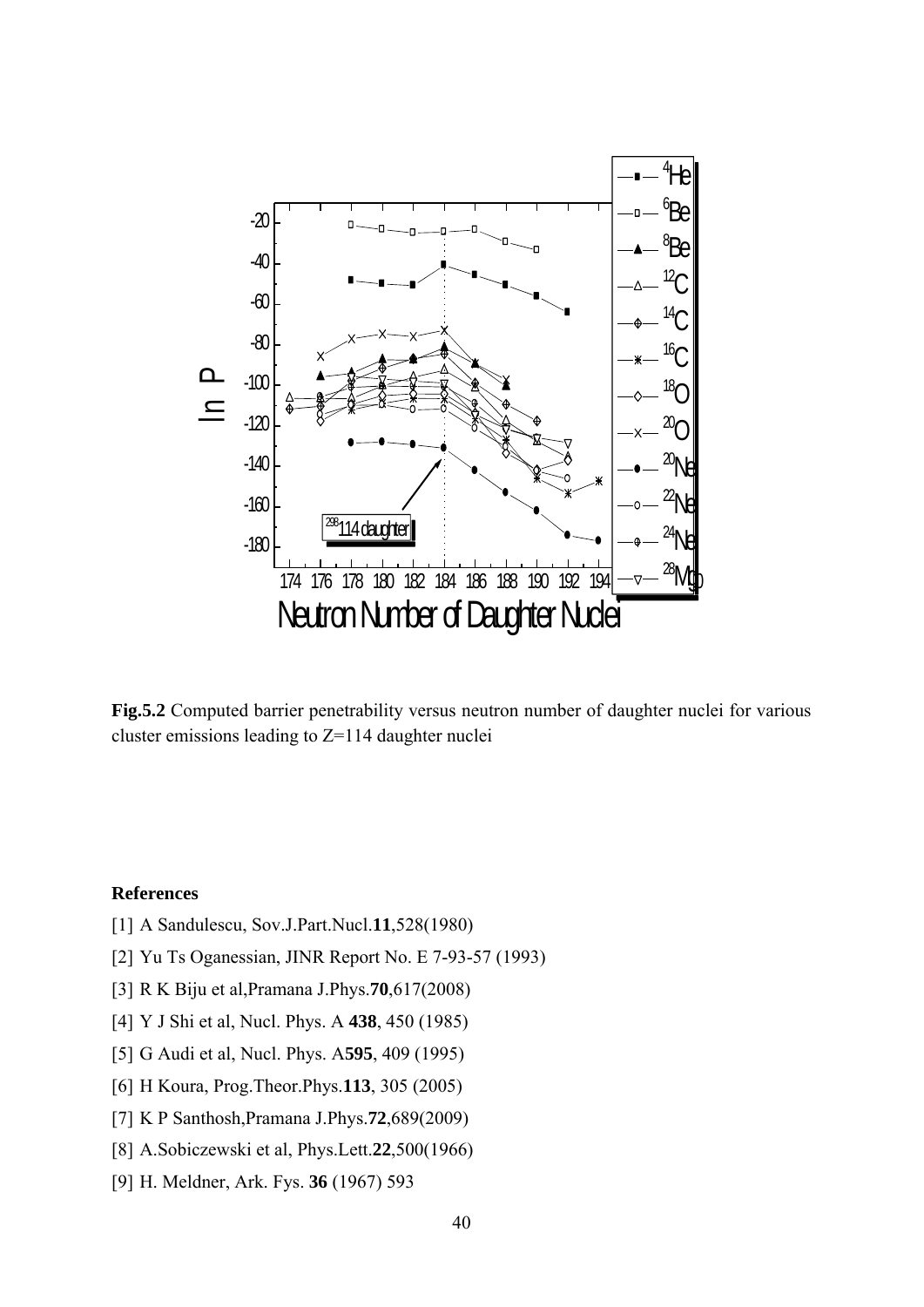**Fig.5.2** Computed barrier penetrability versus neutron number of daughter nuclei for various cluster emissions leading to Z=114 daughter nuclei

**References**

[1] A Sandulescu, Sov.J.Part.Nucl.**11**,528(1980)

[2] Yu Ts Oganessian, JINR Report No. E 7-93-57 (1993)

[3] R K Biju et al,Pramana J.Phys.**70**,617(2008)

[4] Y J Shi et al, Nucl. Phys. A **438**, 450 (1985)

[5] G Audi et al, Nucl. Phys. A**595**, 409 (1995)

[6] H Koura, Prog.Theor.Phys.**113**, 305 (2005)

[7] K P Santhosh,Pramana J.Phys.**72**,689(2009)

[8] A.Sobiczewski et al, Phys.Lett.**22**,500(1966)

[9] H. Meldner, Ark. Fys. **36** (1967) 593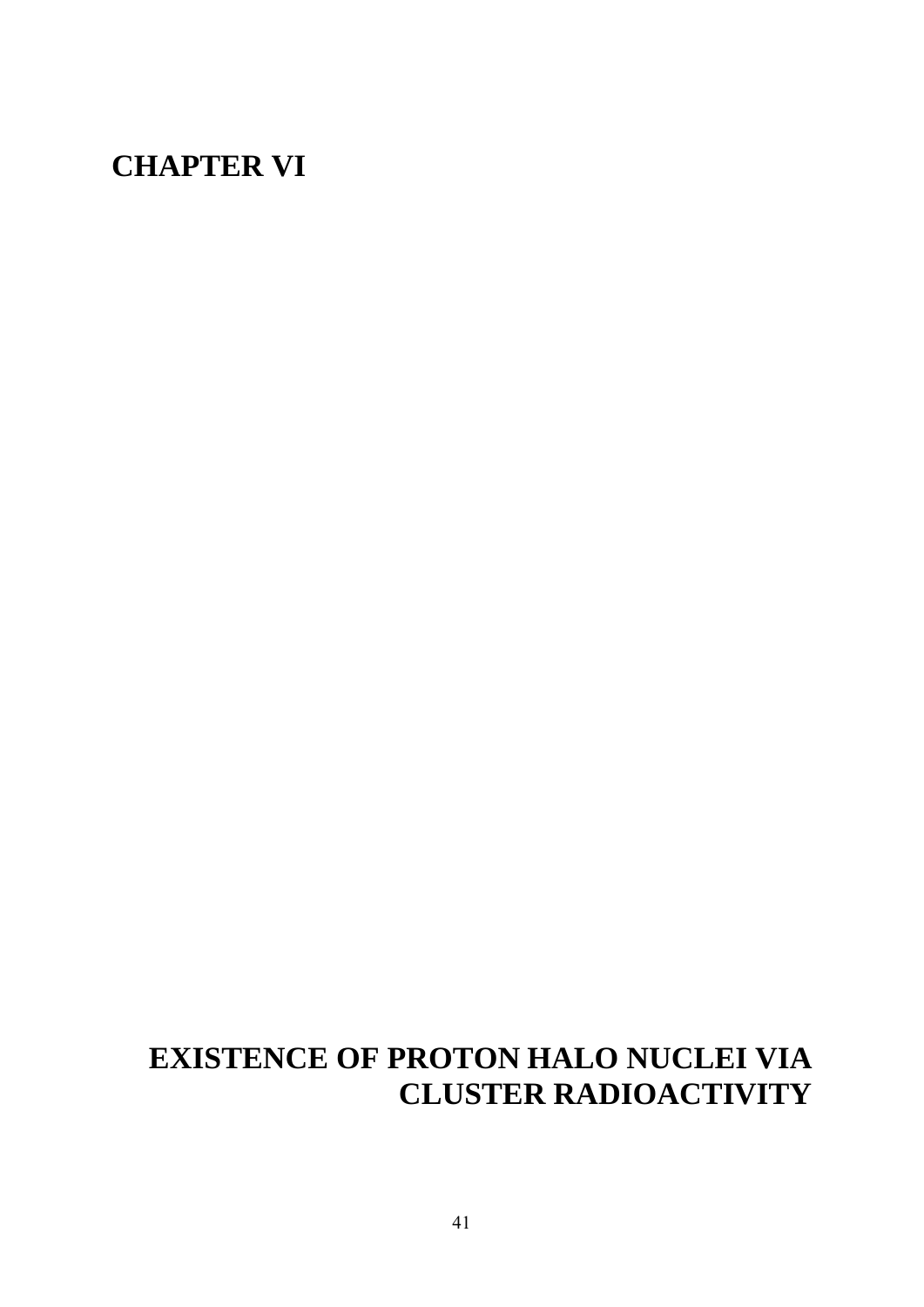# CHAPTER VI

# EXISTENCE OF PROTON HALO NUCLEI VIA CLUSTER RADIOACTIVITY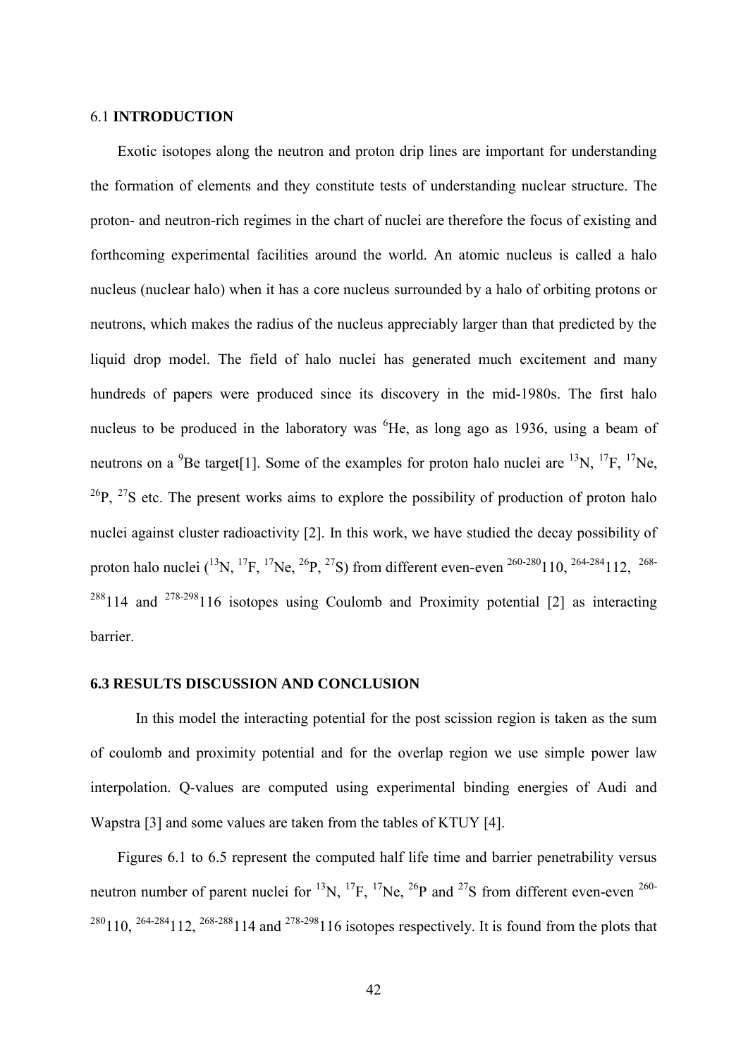## 6.1 **INTRODUCTION**

Exotic isotopes along the neutron and proton drip lines are important for understanding the formation of elements and they constitute tests of understanding nuclear structure. The proton- and neutron-rich regimes in the chart of nuclei are therefore the focus of existing and forthcoming experimental facilities around the world. An atomic nucleus is called a halo nucleus (nuclear halo) when it has a core nucleus surrounded by a halo of orbiting protons or neutrons, which makes the radius of the nucleus appreciably larger than that predicted by the liquid drop model. The field of halo nuclei has generated much excitement and many hundreds of papers were produced since its discovery in the mid-1980s. The first halo nucleus to be produced in the laboratory was $^{6}$He, as long ago as 1936, using a beam of neutrons on a $^{9}$Be target[1]. Some of the examples for proton halo nuclei are $^{13}$N, $^{17}$F, $^{17}$Ne, $^{26}$P, $^{27}$S etc. The present works aims to explore the possibility of production of proton halo nuclei against cluster radioactivity [2]. In this work, we have studied the decay possibility of proton halo nuclei ($^{13}$N, $^{17}$F, $^{17}$Ne, $^{26}$P, $^{27}$S) from different even-even $^{260-280}$110, $^{264-284}$112, $^{268-288}$114 and $^{278-298}$116 isotopes using Coulomb and Proximity potential [2] as interacting barrier.

## 6.3 RESULTS DISCUSSION AND CONCLUSION

In this model the interacting potential for the post scission region is taken as the sum of coulomb and proximity potential and for the overlap region we use simple power law interpolation. Q-values are computed using experimental binding energies of Audi and Wapstra [3] and some values are taken from the tables of KTUY [4].

Figures 6.1 to 6.5 represent the computed half life time and barrier penetrability versus neutron number of parent nuclei for $^{13}$N, $^{17}$F, $^{17}$Ne, $^{26}$P and $^{27}$S from different even-even $^{260-280}$110, $^{264-284}$112, $^{268-288}$114 and $^{278-298}$116 isotopes respectively. It is found from the plots that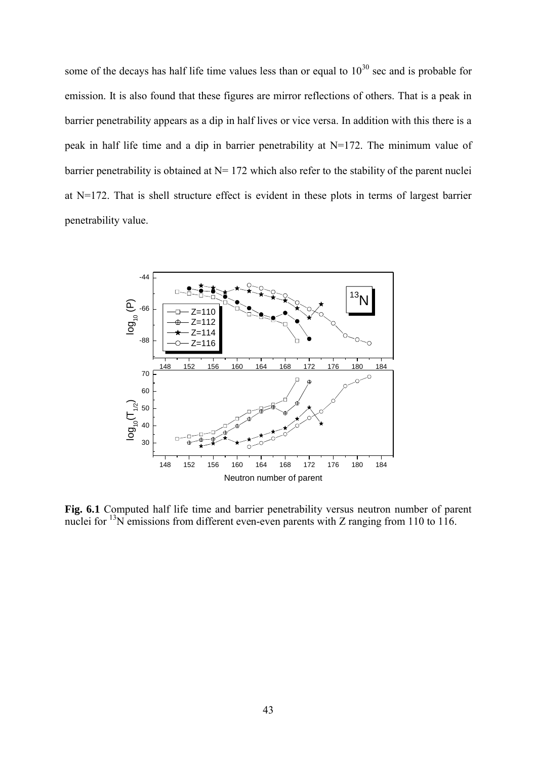some of the decays has half life time values less than or equal to $10^{30}$ sec and is probable for emission. It is also found that these figures are mirror reflections of others. That is a peak in barrier penetrability appears as a dip in half lives or vice versa. In addition with this there is a peak in half life time and a dip in barrier penetrability at N=172. The minimum value of barrier penetrability is obtained at N= 172 which also refer to the stability of the parent nuclei at N=172. That is shell structure effect is evident in these plots in terms of largest barrier penetrability value.

**Fig. 6.1** Computed half life time and barrier penetrability versus neutron number of parent nuclei for $^{13}N$ emissions from different even-even parents with Z ranging from 110 to 116.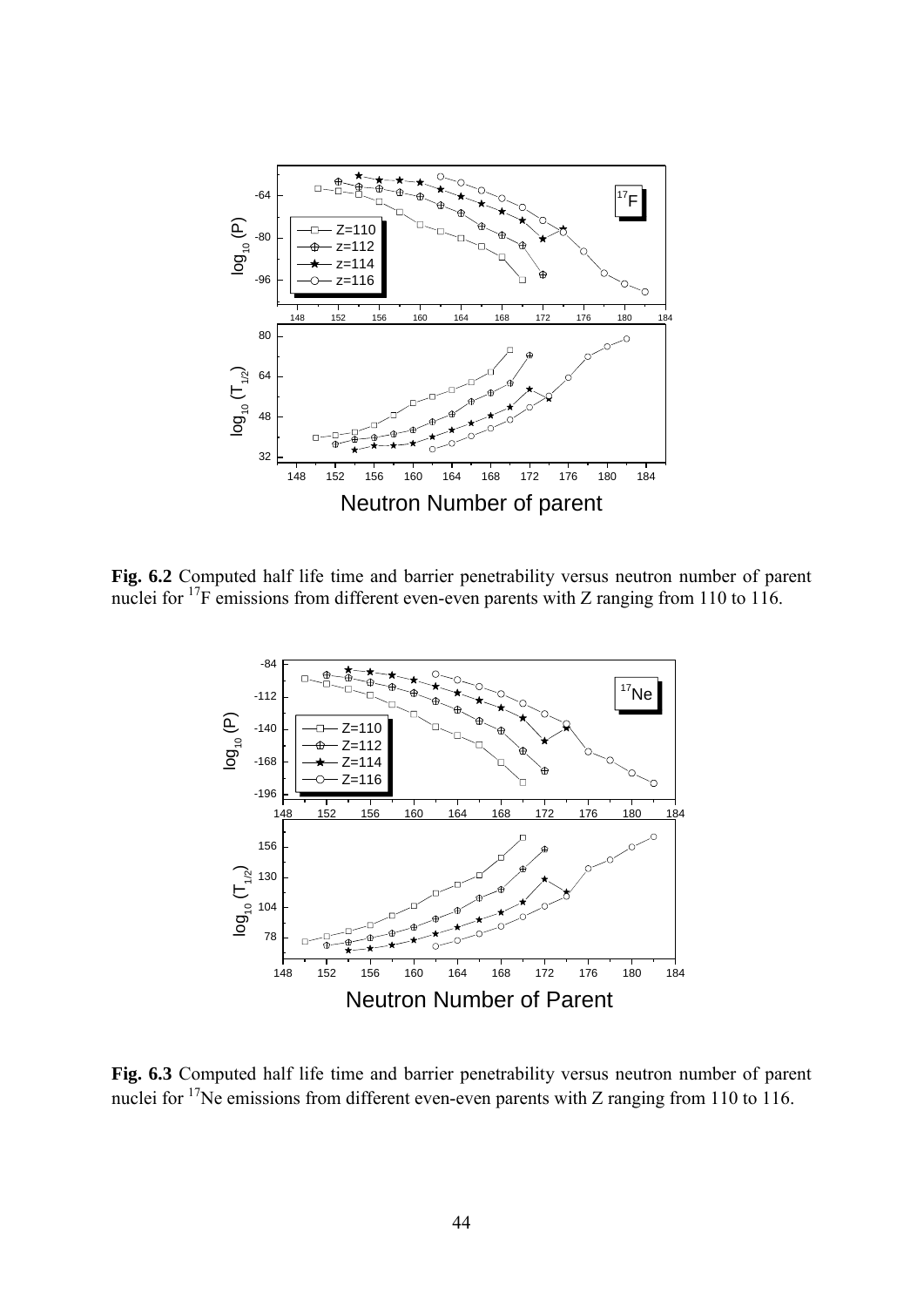**Fig. 6.2** Computed half life time and barrier penetrability versus neutron number of parent nuclei for $^{17}F$ emissions from different even-even parents with Z ranging from 110 to 116.

**Fig. 6.3** Computed half life time and barrier penetrability versus neutron number of parent nuclei for $^{17}Ne$ emissions from different even-even parents with Z ranging from 110 to 116.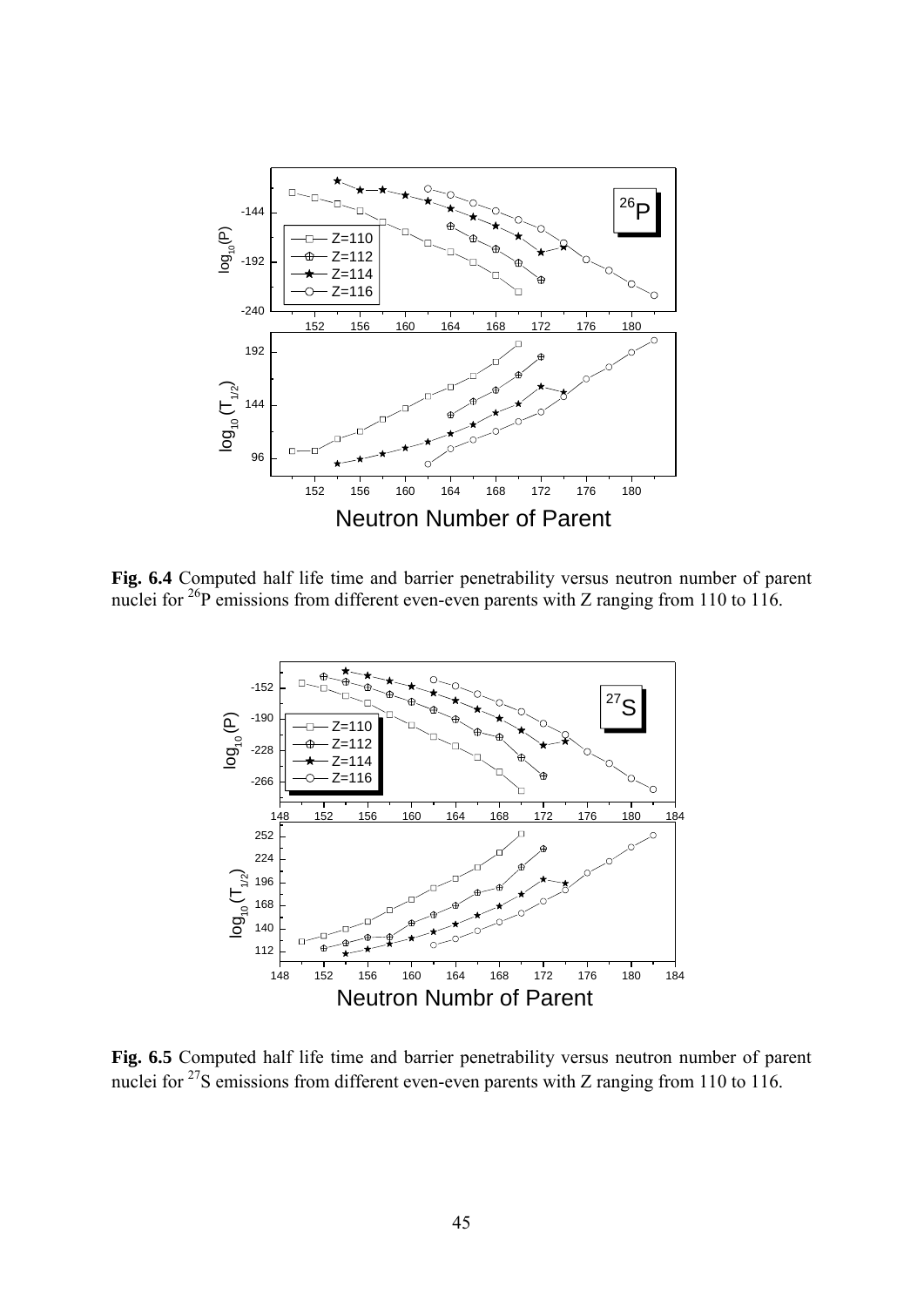**Fig. 6.4** Computed half life time and barrier penetrability versus neutron number of parent nuclei for $^{26}P$ emissions from different even-even parents with Z ranging from 110 to 116.

**Fig. 6.5** Computed half life time and barrier penetrability versus neutron number of parent nuclei for $^{27}S$ emissions from different even-even parents with Z ranging from 110 to 116.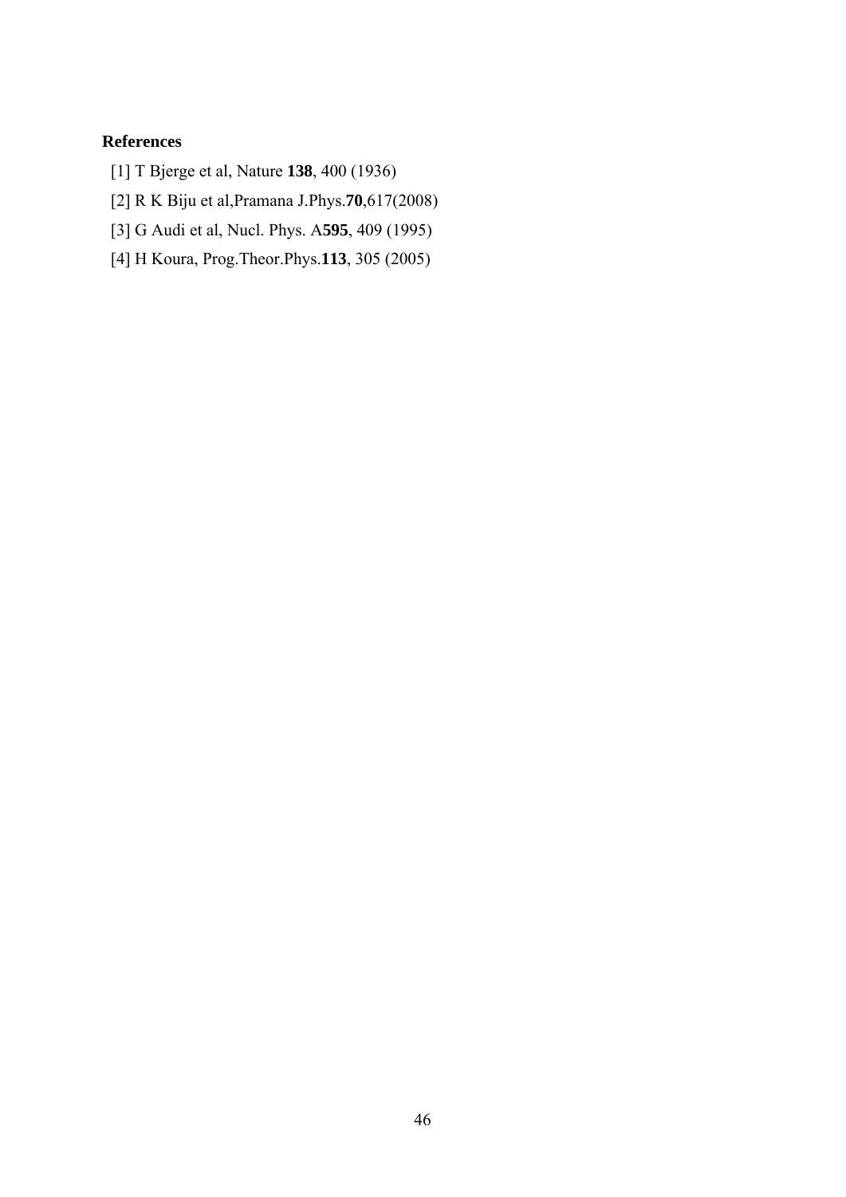**References**

[1] T Bjerge et al, Nature **138**, 400 (1936)

[2] R K Biju et al,Pramana J.Phys.**70**,617(2008)

[3] G Audi et al, Nucl. Phys. A**595**, 409 (1995)

[4] H Koura, Prog.Theor.Phys.**113**, 305 (2005)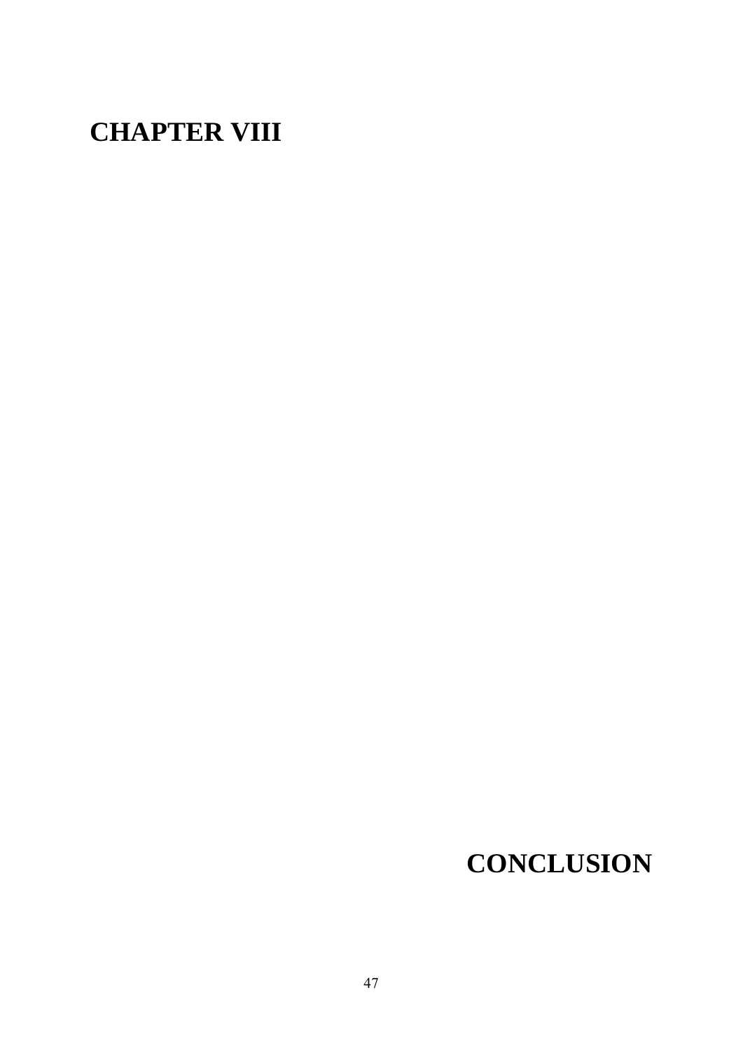# CHAPTER VIII

# CONCLUSION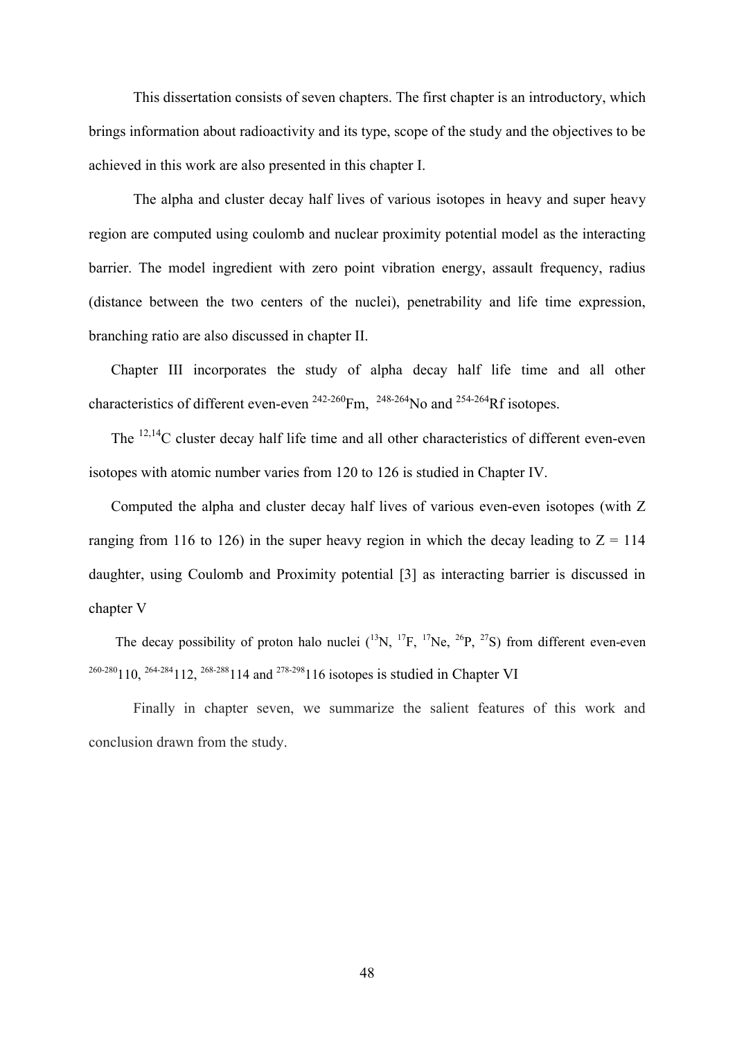This dissertation consists of seven chapters. The first chapter is an introductory, which brings information about radioactivity and its type, scope of the study and the objectives to be achieved in this work are also presented in this chapter I.

The alpha and cluster decay half lives of various isotopes in heavy and super heavy region are computed using coulomb and nuclear proximity potential model as the interacting barrier. The model ingredient with zero point vibration energy, assault frequency, radius (distance between the two centers of the nuclei), penetrability and life time expression, branching ratio are also discussed in chapter II.

Chapter III incorporates the study of alpha decay half life time and all other characteristics of different even-even $^{242-260}$Fm, $^{248-264}$No and $^{254-264}$Rf isotopes.

The $^{12,14}$C cluster decay half life time and all other characteristics of different even-even isotopes with atomic number varies from 120 to 126 is studied in Chapter IV.

Computed the alpha and cluster decay half lives of various even-even isotopes (with Z ranging from 116 to 126) in the super heavy region in which the decay leading to Z = 114 daughter, using Coulomb and Proximity potential [3] as interacting barrier is discussed in chapter V

The decay possibility of proton halo nuclei ($^{13}$N, $^{17}$F, $^{17}$Ne, $^{26}$P, $^{27}$S) from different even-even $^{260-280}$110, $^{264-284}$112, $^{268-288}$114 and $^{278-298}$116 isotopes is studied in Chapter VI

Finally in chapter seven, we summarize the salient features of this work and conclusion drawn from the study.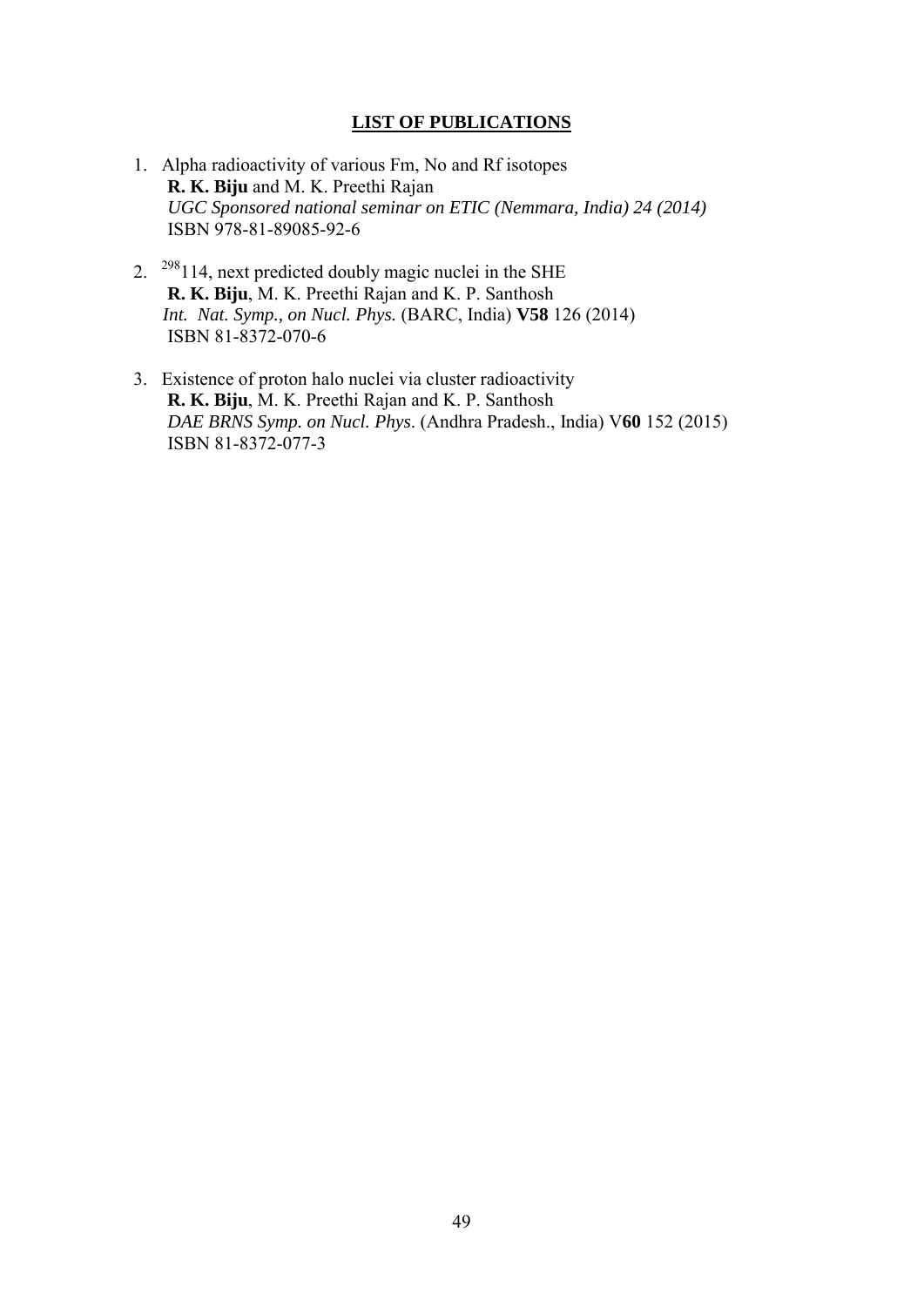**LIST OF PUBLICATIONS**

1. Alpha radioactivity of various Fm, No and Rf isotopes
   **R. K. Biju** and M. K. Preethi Rajan
   *UGC Sponsored national seminar on ETIC (Nemmara, India) 24 (2014)*
   ISBN 978-81-89085-92-6

2. $^{298}$114, next predicted doubly magic nuclei in the SHE
   **R. K. Biju**, M. K. Preethi Rajan and K. P. Santhosh
   *Int. Nat. Symp., on Nucl. Phys.* (BARC, India) **V58** 126 (2014)
   ISBN 81-8372-070-6

3. Existence of proton halo nuclei via cluster radioactivity
   **R. K. Biju**, M. K. Preethi Rajan and K. P. Santhosh
   *DAE BRNS Symp. on Nucl. Phys*. (Andhra Pradesh., India) V**60** 152 (2015)
   ISBN 81-8372-077-3